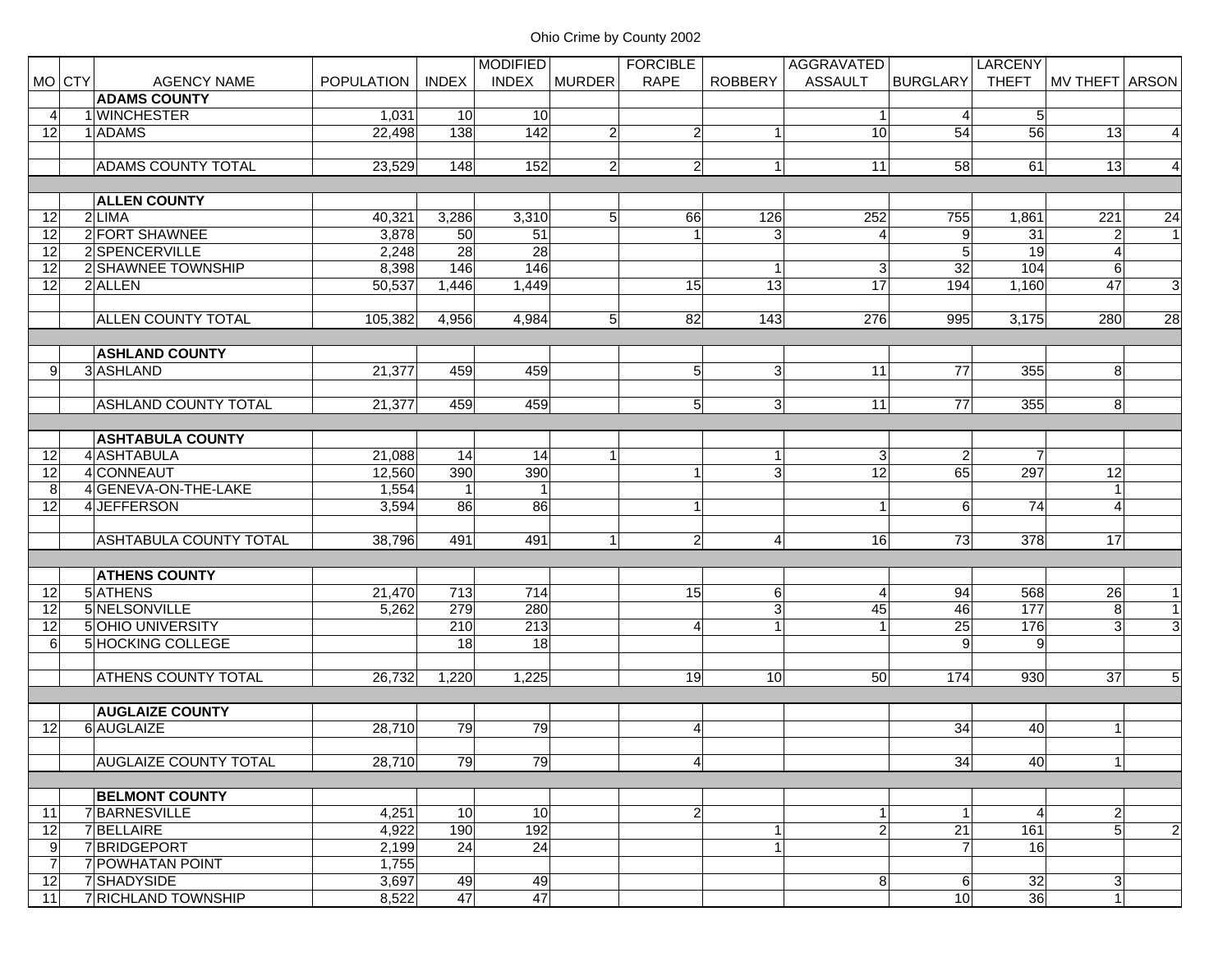# Ohio Crime by County 2002

| MO | CTY | AGENCY NAME | POPULATION | INDEX | MODIFIED INDEX | MURDER | FORCIBLE RAPE | ROBBERY | AGGRAVATED ASSAULT | BURGLARY | LARCENY THEFT | MV THEFT | ARSON |
|---|---|---|---|---|---|---|---|---|---|---|---|---|---|
| | | **ADAMS COUNTY** | | | | | | | | | | | |
| 4 | 1 | WINCHESTER | 1,031 | 10 | 10 | | | | 1 | 4 | 5 | | |
| 12 | 1 | ADAMS | 22,498 | 138 | 142 | 2 | 2 | 1 | 10 | 54 | 56 | 13 | 4 |
| | | | | | | | | | | | | | |
| | | ADAMS COUNTY TOTAL | 23,529 | 148 | 152 | 2 | 2 | 1 | 11 | 58 | 61 | 13 | 4 |
| | | | | | | | | | | | | | |
| | | **ALLEN COUNTY** | | | | | | | | | | | |
| 12 | 2 | LIMA | 40,321 | 3,286 | 3,310 | 5 | 66 | 126 | 252 | 755 | 1,861 | 221 | 24 |
| 12 | 2 | FORT SHAWNEE | 3,878 | 50 | 51 | | 1 | 3 | 4 | 9 | 31 | 2 | 1 |
| 12 | 2 | SPENCERVILLE | 2,248 | 28 | 28 | | | | | 5 | 19 | 4 | |
| 12 | 2 | SHAWNEE TOWNSHIP | 8,398 | 146 | 146 | | | 1 | 3 | 32 | 104 | 6 | |
| 12 | 2 | ALLEN | 50,537 | 1,446 | 1,449 | | 15 | 13 | 17 | 194 | 1,160 | 47 | 3 |
| | | | | | | | | | | | | | |
| | | ALLEN COUNTY TOTAL | 105,382 | 4,956 | 4,984 | 5 | 82 | 143 | 276 | 995 | 3,175 | 280 | 28 |
| | | | | | | | | | | | | | |
| | | **ASHLAND COUNTY** | | | | | | | | | | | |
| 9 | 3 | ASHLAND | 21,377 | 459 | 459 | | 5 | 3 | 11 | 77 | 355 | 8 | |
| | | | | | | | | | | | | | |
| | | ASHLAND COUNTY TOTAL | 21,377 | 459 | 459 | | 5 | 3 | 11 | 77 | 355 | 8 | |
| | | | | | | | | | | | | | |
| | | **ASHTABULA COUNTY** | | | | | | | | | | | |
| 12 | 4 | ASHTABULA | 21,088 | 14 | 14 | 1 | | 1 | 3 | 2 | 7 | | |
| 12 | 4 | CONNEAUT | 12,560 | 390 | 390 | | 1 | 3 | 12 | 65 | 297 | 12 | |
| 8 | 4 | GENEVA-ON-THE-LAKE | 1,554 | 1 | 1 | | | | | | | 1 | |
| 12 | 4 | JEFFERSON | 3,594 | 86 | 86 | | 1 | | 1 | 6 | 74 | 4 | |
| | | | | | | | | | | | | | |
| | | ASHTABULA COUNTY TOTAL | 38,796 | 491 | 491 | 1 | 2 | 4 | 16 | 73 | 378 | 17 | |
| | | | | | | | | | | | | | |
| | | **ATHENS COUNTY** | | | | | | | | | | | |
| 12 | 5 | ATHENS | 21,470 | 713 | 714 | | 15 | 6 | 4 | 94 | 568 | 26 | 1 |
| 12 | 5 | NELSONVILLE | 5,262 | 279 | 280 | | | 3 | 45 | 46 | 177 | 8 | 1 |
| 12 | 5 | OHIO UNIVERSITY | | 210 | 213 | | 4 | 1 | 1 | 25 | 176 | 3 | 3 |
| 6 | 5 | HOCKING COLLEGE | | 18 | 18 | | | | | 9 | 9 | | |
| | | | | | | | | | | | | | |
| | | ATHENS COUNTY TOTAL | 26,732 | 1,220 | 1,225 | | 19 | 10 | 50 | 174 | 930 | 37 | 5 |
| | | | | | | | | | | | | | |
| | | **AUGLAIZE COUNTY** | | | | | | | | | | | |
| 12 | 6 | AUGLAIZE | 28,710 | 79 | 79 | | 4 | | | 34 | 40 | 1 | |
| | | | | | | | | | | | | | |
| | | AUGLAIZE COUNTY TOTAL | 28,710 | 79 | 79 | | 4 | | | 34 | 40 | 1 | |
| | | | | | | | | | | | | | |
| | | **BELMONT COUNTY** | | | | | | | | | | | |
| 11 | 7 | BARNESVILLE | 4,251 | 10 | 10 | | 2 | | 1 | 1 | 4 | 2 | |
| 12 | 7 | BELLAIRE | 4,922 | 190 | 192 | | | 1 | 2 | 21 | 161 | 5 | 2 |
| 9 | 7 | BRIDGEPORT | 2,199 | 24 | 24 | | | 1 | | 7 | 16 | | |
| 7 | 7 | POWHATAN POINT | 1,755 | | | | | | | | | | |
| 12 | 7 | SHADYSIDE | 3,697 | 49 | 49 | | | | 8 | 6 | 32 | 3 | |
| 11 | 7 | RICHLAND TOWNSHIP | 8,522 | 47 | 47 | | | | | 10 | 36 | 1 | |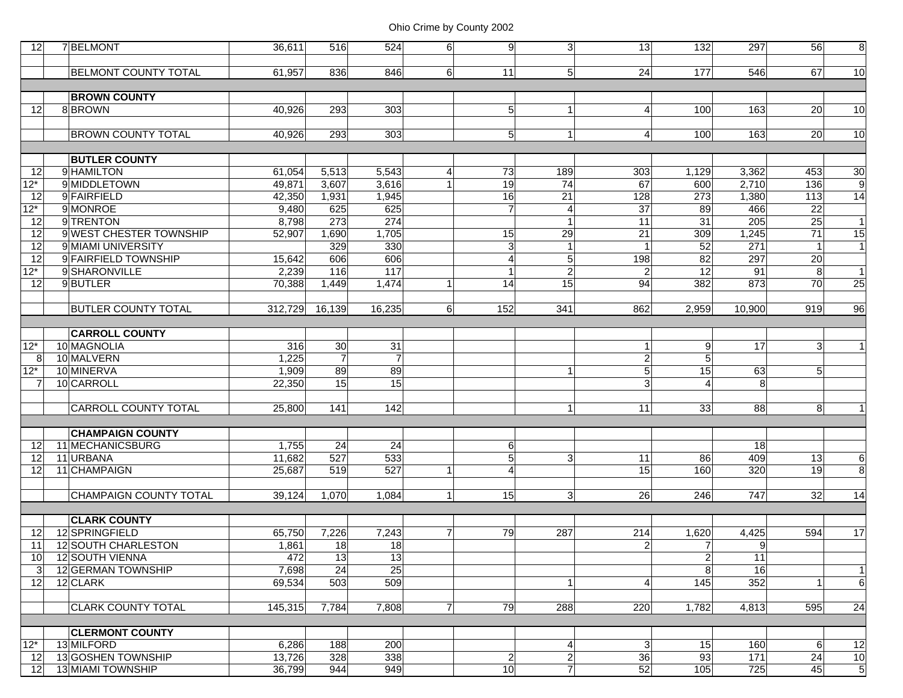| | | | | | | | | | | | | | |
|---|---|---|---|---|---|---|---|---|---|---|---|---|---|
| 12 | 7 | BELMONT | 36,611 | 516 | 524 | 6 | 9 | 3 | 13 | 132 | 297 | 56 | 8 |
| | | | | | | | | | | | | | |
| | | BELMONT COUNTY TOTAL | 61,957 | 836 | 846 | 6 | 11 | 5 | 24 | 177 | 546 | 67 | 10 |
| | | | | | | | | | | | | | |
| | | **BROWN COUNTY** | | | | | | | | | | | |
| 12 | 8 | BROWN | 40,926 | 293 | 303 | | 5 | 1 | 4 | 100 | 163 | 20 | 10 |
| | | | | | | | | | | | | | |
| | | BROWN COUNTY TOTAL | 40,926 | 293 | 303 | | 5 | 1 | 4 | 100 | 163 | 20 | 10 |
| | | | | | | | | | | | | | |
| | | **BUTLER COUNTY** | | | | | | | | | | | |
| 12 | 9 | HAMILTON | 61,054 | 5,513 | 5,543 | 4 | 73 | 189 | 303 | 1,129 | 3,362 | 453 | 30 |
| 12* | 9 | MIDDLETOWN | 49,871 | 3,607 | 3,616 | 1 | 19 | 74 | 67 | 600 | 2,710 | 136 | 9 |
| 12 | 9 | FAIRFIELD | 42,350 | 1,931 | 1,945 | | 16 | 21 | 128 | 273 | 1,380 | 113 | 14 |
| 12* | 9 | MONROE | 9,480 | 625 | 625 | | 7 | 4 | 37 | 89 | 466 | 22 | |
| 12 | 9 | TRENTON | 8,798 | 273 | 274 | | | 1 | 11 | 31 | 205 | 25 | 1 |
| 12 | 9 | WEST CHESTER TOWNSHIP | 52,907 | 1,690 | 1,705 | | 15 | 29 | 21 | 309 | 1,245 | 71 | 15 |
| 12 | 9 | MIAMI UNIVERSITY | | 329 | 330 | | 3 | 1 | 1 | 52 | 271 | 1 | 1 |
| 12 | 9 | FAIRFIELD TOWNSHIP | 15,642 | 606 | 606 | | 4 | 5 | 198 | 82 | 297 | 20 | |
| 12* | 9 | SHARONVILLE | 2,239 | 116 | 117 | | 1 | 2 | 2 | 12 | 91 | 8 | 1 |
| 12 | 9 | BUTLER | 70,388 | 1,449 | 1,474 | 1 | 14 | 15 | 94 | 382 | 873 | 70 | 25 |
| | | | | | | | | | | | | | |
| | | BUTLER COUNTY TOTAL | 312,729 | 16,139 | 16,235 | 6 | 152 | 341 | 862 | 2,959 | 10,900 | 919 | 96 |
| | | | | | | | | | | | | | |
| | | **CARROLL COUNTY** | | | | | | | | | | | |
| 12* | 10 | MAGNOLIA | 316 | 30 | 31 | | | | 1 | 9 | 17 | 3 | 1 |
| 8 | 10 | MALVERN | 1,225 | 7 | 7 | | | | 2 | 5 | | | |
| 12* | 10 | MINERVA | 1,909 | 89 | 89 | | | 1 | 5 | 15 | 63 | 5 | |
| 7 | 10 | CARROLL | 22,350 | 15 | 15 | | | | 3 | 4 | 8 | | |
| | | | | | | | | | | | | | |
| | | CARROLL COUNTY TOTAL | 25,800 | 141 | 142 | | | 1 | 11 | 33 | 88 | 8 | 1 |
| | | | | | | | | | | | | | |
| | | **CHAMPAIGN COUNTY** | | | | | | | | | | | |
| 12 | 11 | MECHANICSBURG | 1,755 | 24 | 24 | | 6 | | | | 18 | | |
| 12 | 11 | URBANA | 11,682 | 527 | 533 | | 5 | 3 | 11 | 86 | 409 | 13 | 6 |
| 12 | 11 | CHAMPAIGN | 25,687 | 519 | 527 | 1 | 4 | | 15 | 160 | 320 | 19 | 8 |
| | | | | | | | | | | | | | |
| | | CHAMPAIGN COUNTY TOTAL | 39,124 | 1,070 | 1,084 | 1 | 15 | 3 | 26 | 246 | 747 | 32 | 14 |
| | | | | | | | | | | | | | |
| | | **CLARK COUNTY** | | | | | | | | | | | |
| 12 | 12 | SPRINGFIELD | 65,750 | 7,226 | 7,243 | 7 | 79 | 287 | 214 | 1,620 | 4,425 | 594 | 17 |
| 11 | 12 | SOUTH CHARLESTON | 1,861 | 18 | 18 | | | | 2 | 7 | 9 | | |
| 10 | 12 | SOUTH VIENNA | 472 | 13 | 13 | | | | | 2 | 11 | | |
| 3 | 12 | GERMAN TOWNSHIP | 7,698 | 24 | 25 | | | | | 8 | 16 | | 1 |
| 12 | 12 | CLARK | 69,534 | 503 | 509 | | | 1 | 4 | 145 | 352 | 1 | 6 |
| | | | | | | | | | | | | | |
| | | CLARK COUNTY TOTAL | 145,315 | 7,784 | 7,808 | 7 | 79 | 288 | 220 | 1,782 | 4,813 | 595 | 24 |
| | | | | | | | | | | | | | |
| | | **CLERMONT COUNTY** | | | | | | | | | | | |
| 12* | 13 | MILFORD | 6,286 | 188 | 200 | | | 4 | 3 | 15 | 160 | 6 | 12 |
| 12 | 13 | GOSHEN TOWNSHIP | 13,726 | 328 | 338 | | 2 | 2 | 36 | 93 | 171 | 24 | 10 |
| 12 | 13 | MIAMI TOWNSHIP | 36,799 | 944 | 949 | | 10 | 7 | 52 | 105 | 725 | 45 | 5 |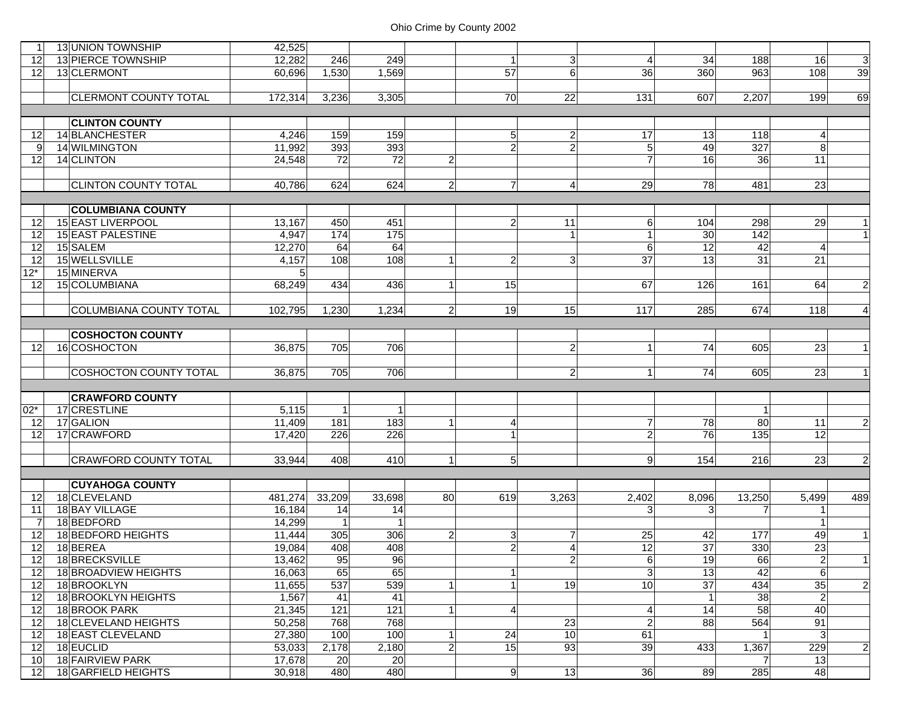Ohio Crime by County 2002

| | | | | | | | | | | | | | |
|---|---|---|---|---|---|---|---|---|---|---|---|---|---|
| 1 | 13 | UNION TOWNSHIP | 42,525 | | | | | | | | | | |
| 12 | 13 | PIERCE TOWNSHIP | 12,282 | 246 | 249 | | 1 | 3 | 4 | 34 | 188 | 16 | 3 |
| 12 | 13 | CLERMONT | 60,696 | 1,530 | 1,569 | | 57 | 6 | 36 | 360 | 963 | 108 | 39 |
| | | | | | | | | | | | | | |
| | | CLERMONT COUNTY TOTAL | 172,314 | 3,236 | 3,305 | | 70 | 22 | 131 | 607 | 2,207 | 199 | 69 |
| | | | | | | | | | | | | | |
| | | **CLINTON COUNTY** | | | | | | | | | | | |
| 12 | 14 | BLANCHESTER | 4,246 | 159 | 159 | | 5 | 2 | 17 | 13 | 118 | 4 | |
| 9 | 14 | WILMINGTON | 11,992 | 393 | 393 | | 2 | 2 | 5 | 49 | 327 | 8 | |
| 12 | 14 | CLINTON | 24,548 | 72 | 72 | 2 | | | 7 | 16 | 36 | 11 | |
| | | | | | | | | | | | | | |
| | | CLINTON COUNTY TOTAL | 40,786 | 624 | 624 | 2 | 7 | 4 | 29 | 78 | 481 | 23 | |
| | | | | | | | | | | | | | |
| | | **COLUMBIANA COUNTY** | | | | | | | | | | | |
| 12 | 15 | EAST LIVERPOOL | 13,167 | 450 | 451 | | 2 | 11 | 6 | 104 | 298 | 29 | 1 |
| 12 | 15 | EAST PALESTINE | 4,947 | 174 | 175 | | | 1 | 1 | 30 | 142 | | 1 |
| 12 | 15 | SALEM | 12,270 | 64 | 64 | | | | 6 | 12 | 42 | 4 | |
| 12 | 15 | WELLSVILLE | 4,157 | 108 | 108 | 1 | 2 | 3 | 37 | 13 | 31 | 21 | |
| 12* | 15 | MINERVA | 5 | | | | | | | | | | |
| 12 | 15 | COLUMBIANA | 68,249 | 434 | 436 | 1 | 15 | | 67 | 126 | 161 | 64 | 2 |
| | | | | | | | | | | | | | |
| | | COLUMBIANA COUNTY TOTAL | 102,795 | 1,230 | 1,234 | 2 | 19 | 15 | 117 | 285 | 674 | 118 | 4 |
| | | | | | | | | | | | | | |
| | | **COSHOCTON COUNTY** | | | | | | | | | | | |
| 12 | 16 | COSHOCTON | 36,875 | 705 | 706 | | | 2 | 1 | 74 | 605 | 23 | 1 |
| | | | | | | | | | | | | | |
| | | COSHOCTON COUNTY TOTAL | 36,875 | 705 | 706 | | | 2 | 1 | 74 | 605 | 23 | 1 |
| | | | | | | | | | | | | | |
| | | **CRAWFORD COUNTY** | | | | | | | | | | | |
| 02* | 17 | CRESTLINE | 5,115 | 1 | 1 | | | | | | 1 | | |
| 12 | 17 | GALION | 11,409 | 181 | 183 | 1 | 4 | | 7 | 78 | 80 | 11 | 2 |
| 12 | 17 | CRAWFORD | 17,420 | 226 | 226 | | 1 | | 2 | 76 | 135 | 12 | |
| | | | | | | | | | | | | | |
| | | CRAWFORD COUNTY TOTAL | 33,944 | 408 | 410 | 1 | 5 | | 9 | 154 | 216 | 23 | 2 |
| | | | | | | | | | | | | | |
| | | **CUYAHOGA COUNTY** | | | | | | | | | | | |
| 12 | 18 | CLEVELAND | 481,274 | 33,209 | 33,698 | 80 | 619 | 3,263 | 2,402 | 8,096 | 13,250 | 5,499 | 489 |
| 11 | 18 | BAY VILLAGE | 16,184 | 14 | 14 | | | | 3 | 3 | 7 | 1 | |
| 7 | 18 | BEDFORD | 14,299 | 1 | 1 | | | | | | | 1 | |
| 12 | 18 | BEDFORD HEIGHTS | 11,444 | 305 | 306 | 2 | 3 | 7 | 25 | 42 | 177 | 49 | 1 |
| 12 | 18 | BEREA | 19,084 | 408 | 408 | | 2 | 4 | 12 | 37 | 330 | 23 | |
| 12 | 18 | BRECKSVILLE | 13,462 | 95 | 96 | | | 2 | 6 | 19 | 66 | 2 | 1 |
| 12 | 18 | BROADVIEW HEIGHTS | 16,063 | 65 | 65 | | 1 | | 3 | 13 | 42 | 6 | |
| 12 | 18 | BROOKLYN | 11,655 | 537 | 539 | 1 | 1 | 19 | 10 | 37 | 434 | 35 | 2 |
| 12 | 18 | BROOKLYN HEIGHTS | 1,567 | 41 | 41 | | | | | 1 | 38 | 2 | |
| 12 | 18 | BROOK PARK | 21,345 | 121 | 121 | 1 | 4 | | 4 | 14 | 58 | 40 | |
| 12 | 18 | CLEVELAND HEIGHTS | 50,258 | 768 | 768 | | | 23 | 2 | 88 | 564 | 91 | |
| 12 | 18 | EAST CLEVELAND | 27,380 | 100 | 100 | 1 | 24 | 10 | 61 | | 1 | 3 | |
| 12 | 18 | EUCLID | 53,033 | 2,178 | 2,180 | 2 | 15 | 93 | 39 | 433 | 1,367 | 229 | 2 |
| 10 | 18 | FAIRVIEW PARK | 17,678 | 20 | 20 | | | | | | 7 | 13 | |
| 12 | 18 | GARFIELD HEIGHTS | 30,918 | 480 | 480 | | 9 | 13 | 36 | 89 | 285 | 48 | |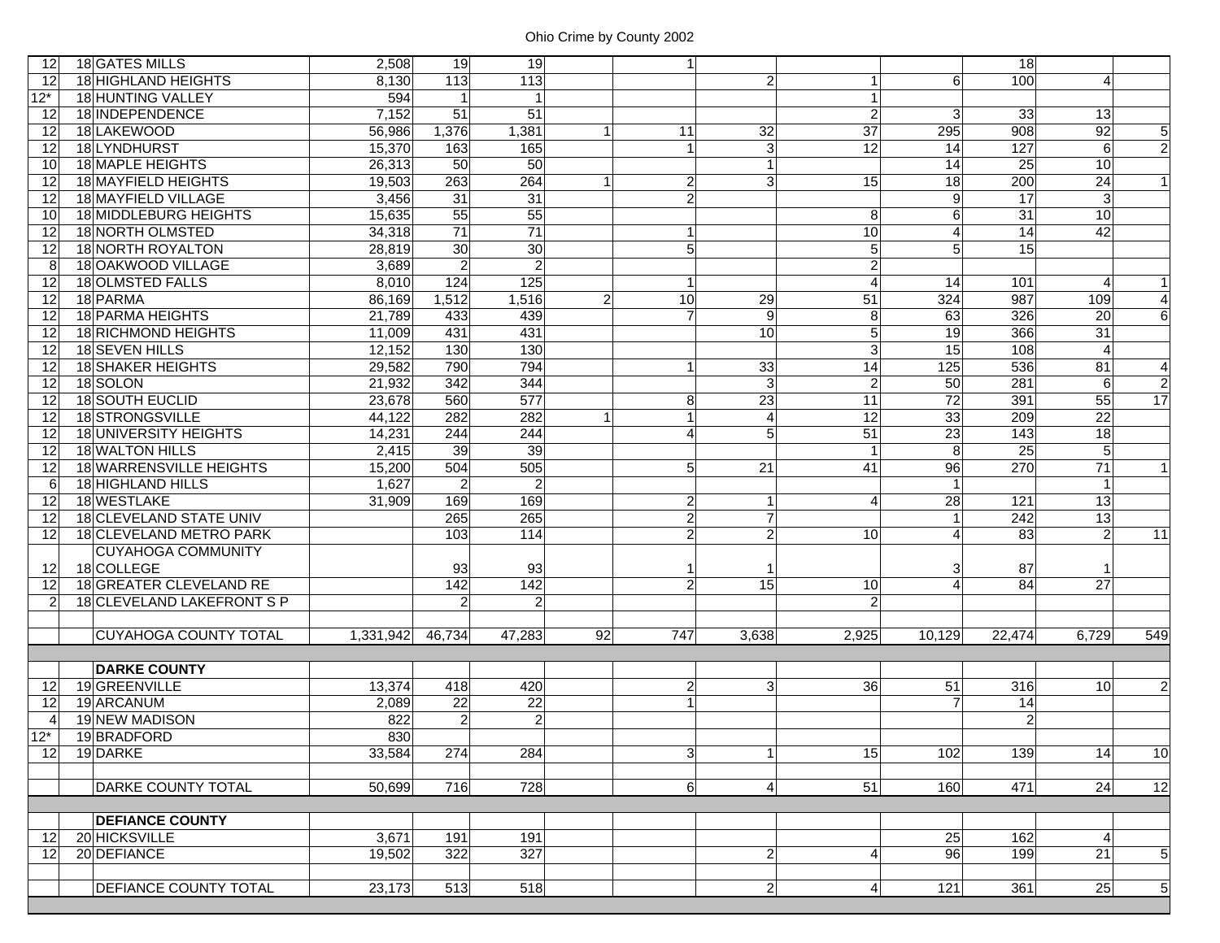| | | | | | | | | | | | | | |
|---|---|---|---|---|---|---|---|---|---|---|---|---|---|
| 12 | 18 | GATES MILLS | 2,508 | 19 | 19 | | 1 | | | | 18 | | |
| 12 | 18 | HIGHLAND HEIGHTS | 8,130 | 113 | 113 | | | 2 | 1 | 6 | 100 | 4 | |
| 12* | 18 | HUNTING VALLEY | 594 | 1 | 1 | | | | 1 | | | | |
| 12 | 18 | INDEPENDENCE | 7,152 | 51 | 51 | | | | 2 | 3 | 33 | 13 | |
| 12 | 18 | LAKEWOOD | 56,986 | 1,376 | 1,381 | 1 | 11 | 32 | 37 | 295 | 908 | 92 | 5 |
| 12 | 18 | LYNDHURST | 15,370 | 163 | 165 | | 1 | 3 | 12 | 14 | 127 | 6 | 2 |
| 10 | 18 | MAPLE HEIGHTS | 26,313 | 50 | 50 | | | 1 | | 14 | 25 | 10 | |
| 12 | 18 | MAYFIELD HEIGHTS | 19,503 | 263 | 264 | 1 | 2 | 3 | 15 | 18 | 200 | 24 | 1 |
| 12 | 18 | MAYFIELD VILLAGE | 3,456 | 31 | 31 | | 2 | | | 9 | 17 | 3 | |
| 10 | 18 | MIDDLEBURG HEIGHTS | 15,635 | 55 | 55 | | | | 8 | 6 | 31 | 10 | |
| 12 | 18 | NORTH OLMSTED | 34,318 | 71 | 71 | | 1 | | 10 | 4 | 14 | 42 | |
| 12 | 18 | NORTH ROYALTON | 28,819 | 30 | 30 | | 5 | | 5 | 5 | 15 | | |
| 8 | 18 | OAKWOOD VILLAGE | 3,689 | 2 | 2 | | | | 2 | | | | |
| 12 | 18 | OLMSTED FALLS | 8,010 | 124 | 125 | | 1 | | 4 | 14 | 101 | 4 | 1 |
| 12 | 18 | PARMA | 86,169 | 1,512 | 1,516 | 2 | 10 | 29 | 51 | 324 | 987 | 109 | 4 |
| 12 | 18 | PARMA HEIGHTS | 21,789 | 433 | 439 | | 7 | 9 | 8 | 63 | 326 | 20 | 6 |
| 12 | 18 | RICHMOND HEIGHTS | 11,009 | 431 | 431 | | | 10 | 5 | 19 | 366 | 31 | |
| 12 | 18 | SEVEN HILLS | 12,152 | 130 | 130 | | | | 3 | 15 | 108 | 4 | |
| 12 | 18 | SHAKER HEIGHTS | 29,582 | 790 | 794 | | 1 | 33 | 14 | 125 | 536 | 81 | 4 |
| 12 | 18 | SOLON | 21,932 | 342 | 344 | | | 3 | 2 | 50 | 281 | 6 | 2 |
| 12 | 18 | SOUTH EUCLID | 23,678 | 560 | 577 | | 8 | 23 | 11 | 72 | 391 | 55 | 17 |
| 12 | 18 | STRONGSVILLE | 44,122 | 282 | 282 | 1 | 1 | 4 | 12 | 33 | 209 | 22 | |
| 12 | 18 | UNIVERSITY HEIGHTS | 14,231 | 244 | 244 | | 4 | 5 | 51 | 23 | 143 | 18 | |
| 12 | 18 | WALTON HILLS | 2,415 | 39 | 39 | | | | 1 | 8 | 25 | 5 | |
| 12 | 18 | WARRENSVILLE HEIGHTS | 15,200 | 504 | 505 | | 5 | 21 | 41 | 96 | 270 | 71 | 1 |
| 6 | 18 | HIGHLAND HILLS | 1,627 | 2 | 2 | | | | | 1 | | 1 | |
| 12 | 18 | WESTLAKE | 31,909 | 169 | 169 | | 2 | 1 | 4 | 28 | 121 | 13 | |
| 12 | 18 | CLEVELAND STATE UNIV | | 265 | 265 | | 2 | 7 | | 1 | 242 | 13 | |
| 12 | 18 | CLEVELAND METRO PARK | | 103 | 114 | | 2 | 2 | 10 | 4 | 83 | 2 | 11 |
| 12 | 18 | CUYAHOGA COMMUNITY COLLEGE | | 93 | 93 | | 1 | 1 | | 3 | 87 | 1 | |
| 12 | 18 | GREATER CLEVELAND RE | | 142 | 142 | | 2 | 15 | 10 | 4 | 84 | 27 | |
| 2 | 18 | CLEVELAND LAKEFRONT S P | | 2 | 2 | | | | 2 | | | | |
| | | | | | | | | | | | | | |
| | | CUYAHOGA COUNTY TOTAL | 1,331,942 | 46,734 | 47,283 | 92 | 747 | 3,638 | 2,925 | 10,129 | 22,474 | 6,729 | 549 |
| | | | | | | | | | | | | | |
| | | **DARKE COUNTY** | | | | | | | | | | | |
| 12 | 19 | GREENVILLE | 13,374 | 418 | 420 | | 2 | 3 | 36 | 51 | 316 | 10 | 2 |
| 12 | 19 | ARCANUM | 2,089 | 22 | 22 | | 1 | | | 7 | 14 | | |
| 4 | 19 | NEW MADISON | 822 | 2 | 2 | | | | | | 2 | | |
| 12* | 19 | BRADFORD | 830 | | | | | | | | | | |
| 12 | 19 | DARKE | 33,584 | 274 | 284 | | 3 | 1 | 15 | 102 | 139 | 14 | 10 |
| | | | | | | | | | | | | | |
| | | DARKE COUNTY TOTAL | 50,699 | 716 | 728 | | 6 | 4 | 51 | 160 | 471 | 24 | 12 |
| | | | | | | | | | | | | | |
| | | **DEFIANCE COUNTY** | | | | | | | | | | | |
| 12 | 20 | HICKSVILLE | 3,671 | 191 | 191 | | | | | 25 | 162 | 4 | |
| 12 | 20 | DEFIANCE | 19,502 | 322 | 327 | | | 2 | 4 | 96 | 199 | 21 | 5 |
| | | | | | | | | | | | | | |
| | | DEFIANCE COUNTY TOTAL | 23,173 | 513 | 518 | | | 2 | 4 | 121 | 361 | 25 | 5 |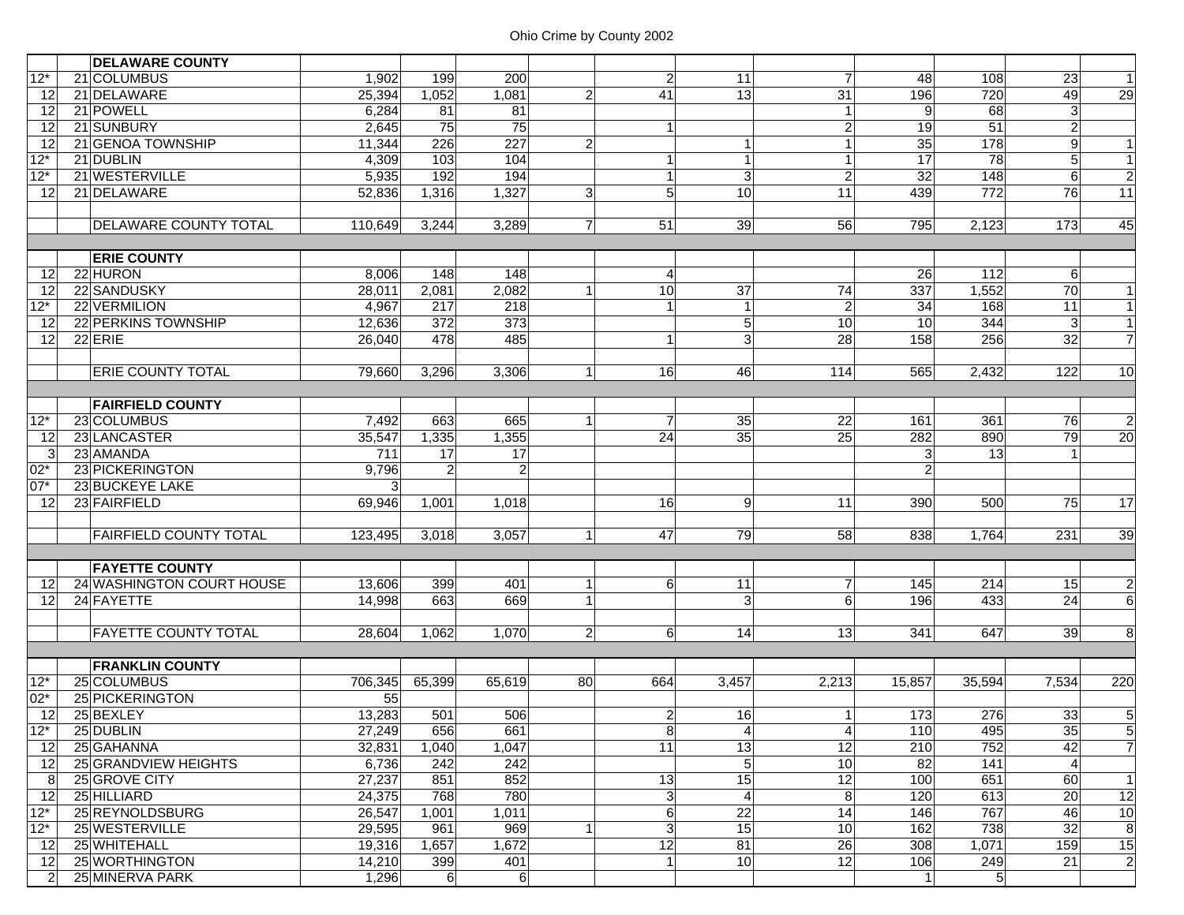Ohio Crime by County 2002

| | | | | | | | | | | | | | |
|---|---|---|---|---|---|---|---|---|---|---|---|---|---|
| | | **DELAWARE COUNTY** | | | | | | | | | | | |
| 12* | 21 | COLUMBUS | 1,902 | 199 | 200 | | 2 | 11 | 7 | 48 | 108 | 23 | 1 |
| 12 | 21 | DELAWARE | 25,394 | 1,052 | 1,081 | 2 | 41 | 13 | 31 | 196 | 720 | 49 | 29 |
| 12 | 21 | POWELL | 6,284 | 81 | 81 | | | | 1 | 9 | 68 | 3 | |
| 12 | 21 | SUNBURY | 2,645 | 75 | 75 | | 1 | | 2 | 19 | 51 | 2 | |
| 12 | 21 | GENOA TOWNSHIP | 11,344 | 226 | 227 | 2 | | 1 | 1 | 35 | 178 | 9 | 1 |
| 12* | 21 | DUBLIN | 4,309 | 103 | 104 | | 1 | 1 | 1 | 17 | 78 | 5 | 1 |
| 12* | 21 | WESTERVILLE | 5,935 | 192 | 194 | | 1 | 3 | 2 | 32 | 148 | 6 | 2 |
| 12 | 21 | DELAWARE | 52,836 | 1,316 | 1,327 | 3 | 5 | 10 | 11 | 439 | 772 | 76 | 11 |
| | | DELAWARE COUNTY TOTAL | 110,649 | 3,244 | 3,289 | 7 | 51 | 39 | 56 | 795 | 2,123 | 173 | 45 |
| | | **ERIE COUNTY** | | | | | | | | | | | |
| 12 | 22 | HURON | 8,006 | 148 | 148 | | 4 | | | 26 | 112 | 6 | |
| 12 | 22 | SANDUSKY | 28,011 | 2,081 | 2,082 | 1 | 10 | 37 | 74 | 337 | 1,552 | 70 | 1 |
| 12* | 22 | VERMILION | 4,967 | 217 | 218 | | 1 | 1 | 2 | 34 | 168 | 11 | 1 |
| 12 | 22 | PERKINS TOWNSHIP | 12,636 | 372 | 373 | | | 5 | 10 | 10 | 344 | 3 | 1 |
| 12 | 22 | ERIE | 26,040 | 478 | 485 | | 1 | 3 | 28 | 158 | 256 | 32 | 7 |
| | | ERIE COUNTY TOTAL | 79,660 | 3,296 | 3,306 | 1 | 16 | 46 | 114 | 565 | 2,432 | 122 | 10 |
| | | **FAIRFIELD COUNTY** | | | | | | | | | | | |
| 12* | 23 | COLUMBUS | 7,492 | 663 | 665 | 1 | 7 | 35 | 22 | 161 | 361 | 76 | 2 |
| 12 | 23 | LANCASTER | 35,547 | 1,335 | 1,355 | | 24 | 35 | 25 | 282 | 890 | 79 | 20 |
| 3 | 23 | AMANDA | 711 | 17 | 17 | | | | | 3 | 13 | 1 | |
| 02* | 23 | PICKERINGTON | 9,796 | 2 | 2 | | | | | 2 | | | |
| 07* | 23 | BUCKEYE LAKE | 3 | | | | | | | | | | |
| 12 | 23 | FAIRFIELD | 69,946 | 1,001 | 1,018 | | 16 | 9 | 11 | 390 | 500 | 75 | 17 |
| | | FAIRFIELD COUNTY TOTAL | 123,495 | 3,018 | 3,057 | 1 | 47 | 79 | 58 | 838 | 1,764 | 231 | 39 |
| | | **FAYETTE COUNTY** | | | | | | | | | | | |
| 12 | 24 | WASHINGTON COURT HOUSE | 13,606 | 399 | 401 | 1 | 6 | 11 | 7 | 145 | 214 | 15 | 2 |
| 12 | 24 | FAYETTE | 14,998 | 663 | 669 | 1 | | 3 | 6 | 196 | 433 | 24 | 6 |
| | | FAYETTE COUNTY TOTAL | 28,604 | 1,062 | 1,070 | 2 | 6 | 14 | 13 | 341 | 647 | 39 | 8 |
| | | **FRANKLIN COUNTY** | | | | | | | | | | | |
| 12* | 25 | COLUMBUS | 706,345 | 65,399 | 65,619 | 80 | 664 | 3,457 | 2,213 | 15,857 | 35,594 | 7,534 | 220 |
| 02* | 25 | PICKERINGTON | 55 | | | | | | | | | | |
| 12 | 25 | BEXLEY | 13,283 | 501 | 506 | | 2 | 16 | 1 | 173 | 276 | 33 | 5 |
| 12* | 25 | DUBLIN | 27,249 | 656 | 661 | | 8 | 4 | 4 | 110 | 495 | 35 | 5 |
| 12 | 25 | GAHANNA | 32,831 | 1,040 | 1,047 | | 11 | 13 | 12 | 210 | 752 | 42 | 7 |
| 12 | 25 | GRANDVIEW HEIGHTS | 6,736 | 242 | 242 | | | 5 | 10 | 82 | 141 | 4 | |
| 8 | 25 | GROVE CITY | 27,237 | 851 | 852 | | 13 | 15 | 12 | 100 | 651 | 60 | 1 |
| 12 | 25 | HILLIARD | 24,375 | 768 | 780 | | 3 | 4 | 8 | 120 | 613 | 20 | 12 |
| 12* | 25 | REYNOLDSBURG | 26,547 | 1,001 | 1,011 | | 6 | 22 | 14 | 146 | 767 | 46 | 10 |
| 12* | 25 | WESTERVILLE | 29,595 | 961 | 969 | 1 | 3 | 15 | 10 | 162 | 738 | 32 | 8 |
| 12 | 25 | WHITEHALL | 19,316 | 1,657 | 1,672 | | 12 | 81 | 26 | 308 | 1,071 | 159 | 15 |
| 12 | 25 | WORTHINGTON | 14,210 | 399 | 401 | | 1 | 10 | 12 | 106 | 249 | 21 | 2 |
| 2 | 25 | MINERVA PARK | 1,296 | 6 | 6 | | | | | 1 | 5 | | |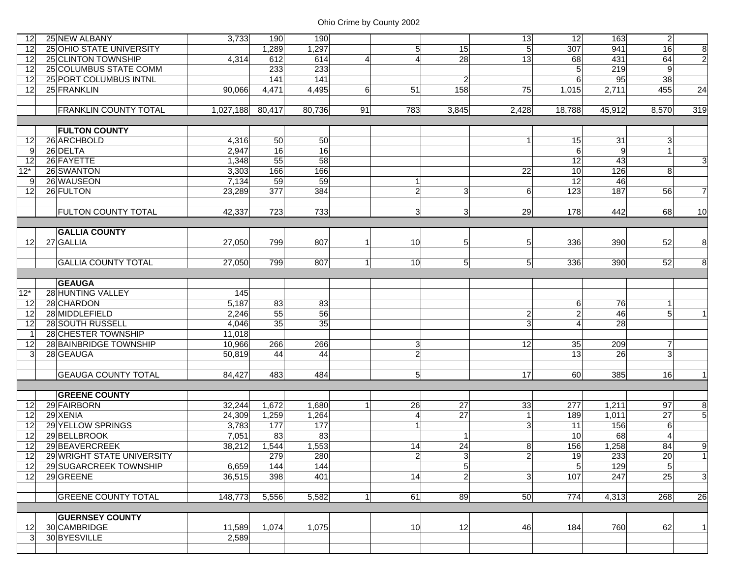Ohio Crime by County 2002

| | | | | | | | | | | | | |
|---|---|---|---|---|---|---|---|---|---|---|---|---|
| 12 | 25 | NEW ALBANY | 3,733 | 190 | 190 | | | | 13 | 12 | 163 | 2 | |
| 12 | 25 | OHIO STATE UNIVERSITY | | 1,289 | 1,297 | | 5 | 15 | 5 | 307 | 941 | 16 | 8 |
| 12 | 25 | CLINTON TOWNSHIP | 4,314 | 612 | 614 | 4 | 4 | 28 | 13 | 68 | 431 | 64 | 2 |
| 12 | 25 | COLUMBUS STATE COMM | | 233 | 233 | | | | | 5 | 219 | 9 | |
| 12 | 25 | PORT COLUMBUS INTNL | | 141 | 141 | | | 2 | | 6 | 95 | 38 | |
| 12 | 25 | FRANKLIN | 90,066 | 4,471 | 4,495 | 6 | 51 | 158 | 75 | 1,015 | 2,711 | 455 | 24 |
| | | | | | | | | | | | | | |
| | | FRANKLIN COUNTY TOTAL | 1,027,188 | 80,417 | 80,736 | 91 | 783 | 3,845 | 2,428 | 18,788 | 45,912 | 8,570 | 319 |
| | | | | | | | | | | | | | |
| | | **FULTON COUNTY** | | | | | | | | | | | |
| 12 | 26 | ARCHBOLD | 4,316 | 50 | 50 | | | | 1 | 15 | 31 | 3 | |
| 9 | 26 | DELTA | 2,947 | 16 | 16 | | | | | 6 | 9 | 1 | |
| 12 | 26 | FAYETTE | 1,348 | 55 | 58 | | | | | 12 | 43 | | 3 |
| 12* | 26 | SWANTON | 3,303 | 166 | 166 | | | | 22 | 10 | 126 | 8 | |
| 9 | 26 | WAUSEON | 7,134 | 59 | 59 | | 1 | | | 12 | 46 | | |
| 12 | 26 | FULTON | 23,289 | 377 | 384 | | 2 | 3 | 6 | 123 | 187 | 56 | 7 |
| | | | | | | | | | | | | | |
| | | FULTON COUNTY TOTAL | 42,337 | 723 | 733 | | 3 | 3 | 29 | 178 | 442 | 68 | 10 |
| | | | | | | | | | | | | | |
| | | **GALLIA COUNTY** | | | | | | | | | | | |
| 12 | 27 | GALLIA | 27,050 | 799 | 807 | 1 | 10 | 5 | 5 | 336 | 390 | 52 | 8 |
| | | | | | | | | | | | | | |
| | | GALLIA COUNTY TOTAL | 27,050 | 799 | 807 | 1 | 10 | 5 | 5 | 336 | 390 | 52 | 8 |
| | | | | | | | | | | | | | |
| | | **GEAUGA** | | | | | | | | | | | |
| 12* | 28 | HUNTING VALLEY | 145 | | | | | | | | | | |
| 12 | 28 | CHARDON | 5,187 | 83 | 83 | | | | | 6 | 76 | 1 | |
| 12 | 28 | MIDDLEFIELD | 2,246 | 55 | 56 | | | | 2 | 2 | 46 | 5 | 1 |
| 12 | 28 | SOUTH RUSSELL | 4,046 | 35 | 35 | | | | 3 | 4 | 28 | | |
| 1 | 28 | CHESTER TOWNSHIP | 11,018 | | | | | | | | | | |
| 12 | 28 | BAINBRIDGE TOWNSHIP | 10,966 | 266 | 266 | | 3 | | 12 | 35 | 209 | 7 | |
| 3 | 28 | GEAUGA | 50,819 | 44 | 44 | | 2 | | | 13 | 26 | 3 | |
| | | | | | | | | | | | | | |
| | | GEAUGA COUNTY TOTAL | 84,427 | 483 | 484 | | 5 | | 17 | 60 | 385 | 16 | 1 |
| | | | | | | | | | | | | | |
| | | **GREENE COUNTY** | | | | | | | | | | | |
| 12 | 29 | FAIRBORN | 32,244 | 1,672 | 1,680 | 1 | 26 | 27 | 33 | 277 | 1,211 | 97 | 8 |
| 12 | 29 | XENIA | 24,309 | 1,259 | 1,264 | | 4 | 27 | 1 | 189 | 1,011 | 27 | 5 |
| 12 | 29 | YELLOW SPRINGS | 3,783 | 177 | 177 | | 1 | | 3 | 11 | 156 | 6 | |
| 12 | 29 | BELLBROOK | 7,051 | 83 | 83 | | | 1 | | 10 | 68 | 4 | |
| 12 | 29 | BEAVERCREEK | 38,212 | 1,544 | 1,553 | | 14 | 24 | 8 | 156 | 1,258 | 84 | 9 |
| 12 | 29 | WRIGHT STATE UNIVERSITY | | 279 | 280 | | 2 | 3 | 2 | 19 | 233 | 20 | 1 |
| 12 | 29 | SUGARCREEK TOWNSHIP | 6,659 | 144 | 144 | | | 5 | | 5 | 129 | 5 | |
| 12 | 29 | GREENE | 36,515 | 398 | 401 | | 14 | 2 | 3 | 107 | 247 | 25 | 3 |
| | | | | | | | | | | | | | |
| | | GREENE COUNTY TOTAL | 148,773 | 5,556 | 5,582 | 1 | 61 | 89 | 50 | 774 | 4,313 | 268 | 26 |
| | | | | | | | | | | | | | |
| | | **GUERNSEY COUNTY** | | | | | | | | | | | |
| 12 | 30 | CAMBRIDGE | 11,589 | 1,074 | 1,075 | | 10 | 12 | 46 | 184 | 760 | 62 | 1 |
| 3 | 30 | BYESVILLE | 2,589 | | | | | | | | | | |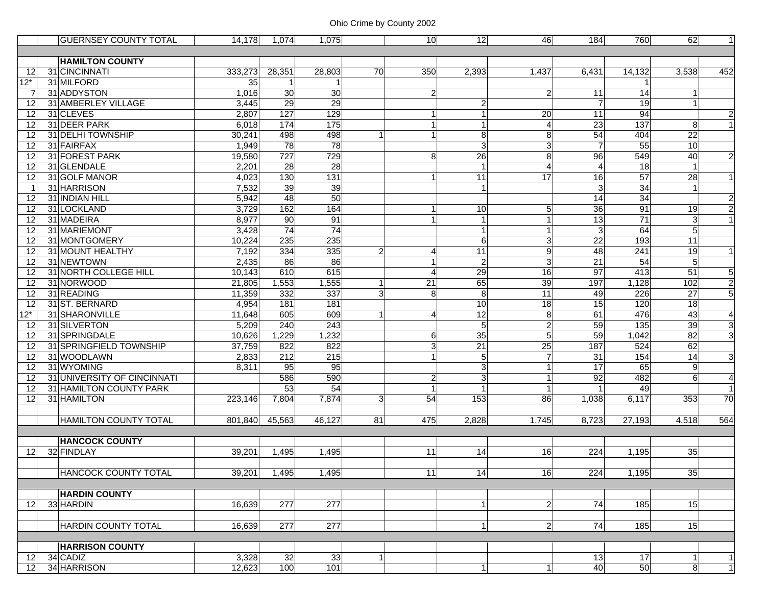| | | | | | | | | | | | | | |
|---|---|---|---|---|---|---|---|---|---|---|---|---|---|
| | | GUERNSEY COUNTY TOTAL | 14,178 | 1,074 | 1,075 | | 10 | 12 | 46 | 184 | 760 | 62 | 1 |
| | | | | | | | | | | | | | |
| | | **HAMILTON COUNTY** | | | | | | | | | | | |
| 12 | 31 | CINCINNATI | 333,273 | 28,351 | 28,803 | 70 | 350 | 2,393 | 1,437 | 6,431 | 14,132 | 3,538 | 452 |
| 12* | 31 | MILFORD | 35 | 1 | 1 | | | | | | 1 | | |
| 7 | 31 | ADDYSTON | 1,016 | 30 | 30 | | 2 | | 2 | 11 | 14 | 1 | |
| 12 | 31 | AMBERLEY VILLAGE | 3,445 | 29 | 29 | | | 2 | | 7 | 19 | 1 | |
| 12 | 31 | CLEVES | 2,807 | 127 | 129 | | 1 | 1 | 20 | 11 | 94 | | 2 |
| 12 | 31 | DEER PARK | 6,018 | 174 | 175 | | 1 | 1 | 4 | 23 | 137 | 8 | 1 |
| 12 | 31 | DELHI TOWNSHIP | 30,241 | 498 | 498 | 1 | 1 | 8 | 8 | 54 | 404 | 22 | |
| 12 | 31 | FAIRFAX | 1,949 | 78 | 78 | | | 3 | 3 | 7 | 55 | 10 | |
| 12 | 31 | FOREST PARK | 19,580 | 727 | 729 | | 8 | 26 | 8 | 96 | 549 | 40 | 2 |
| 12 | 31 | GLENDALE | 2,201 | 28 | 28 | | | 1 | 4 | 4 | 18 | 1 | |
| 12 | 31 | GOLF MANOR | 4,023 | 130 | 131 | | 1 | 11 | 17 | 16 | 57 | 28 | 1 |
| 1 | 31 | HARRISON | 7,532 | 39 | 39 | | | 1 | | 3 | 34 | 1 | |
| 12 | 31 | INDIAN HILL | 5,942 | 48 | 50 | | | | | 14 | 34 | | 2 |
| 12 | 31 | LOCKLAND | 3,729 | 162 | 164 | | 1 | 10 | 5 | 36 | 91 | 19 | 2 |
| 12 | 31 | MADEIRA | 8,977 | 90 | 91 | | 1 | 1 | 1 | 13 | 71 | 3 | 1 |
| 12 | 31 | MARIEMONT | 3,428 | 74 | 74 | | | 1 | 1 | 3 | 64 | 5 | |
| 12 | 31 | MONTGOMERY | 10,224 | 235 | 235 | | | 6 | 3 | 22 | 193 | 11 | |
| 12 | 31 | MOUNT HEALTHY | 7,192 | 334 | 335 | 2 | 4 | 11 | 9 | 48 | 241 | 19 | 1 |
| 12 | 31 | NEWTOWN | 2,435 | 86 | 86 | | 1 | 2 | 3 | 21 | 54 | 5 | |
| 12 | 31 | NORTH COLLEGE HILL | 10,143 | 610 | 615 | | 4 | 29 | 16 | 97 | 413 | 51 | 5 |
| 12 | 31 | NORWOOD | 21,805 | 1,553 | 1,555 | 1 | 21 | 65 | 39 | 197 | 1,128 | 102 | 2 |
| 12 | 31 | READING | 11,359 | 332 | 337 | 3 | 8 | 8 | 11 | 49 | 226 | 27 | 5 |
| 12 | 31 | ST. BERNARD | 4,954 | 181 | 181 | | | 10 | 18 | 15 | 120 | 18 | |
| 12* | 31 | SHARONVILLE | 11,648 | 605 | 609 | 1 | 4 | 12 | 8 | 61 | 476 | 43 | 4 |
| 12 | 31 | SILVERTON | 5,209 | 240 | 243 | | | 5 | 2 | 59 | 135 | 39 | 3 |
| 12 | 31 | SPRINGDALE | 10,626 | 1,229 | 1,232 | | 6 | 35 | 5 | 59 | 1,042 | 82 | 3 |
| 12 | 31 | SPRINGFIELD TOWNSHIP | 37,759 | 822 | 822 | | 3 | 21 | 25 | 187 | 524 | 62 | |
| 12 | 31 | WOODLAWN | 2,833 | 212 | 215 | | 1 | 5 | 7 | 31 | 154 | 14 | 3 |
| 12 | 31 | WYOMING | 8,311 | 95 | 95 | | | 3 | 1 | 17 | 65 | 9 | |
| 12 | 31 | UNIVERSITY OF CINCINNATI | | 586 | 590 | | 2 | 3 | 1 | 92 | 482 | 6 | 4 |
| 12 | 31 | HAMILTON COUNTY PARK | | 53 | 54 | | 1 | 1 | 1 | 1 | 49 | | 1 |
| 12 | 31 | HAMILTON | 223,146 | 7,804 | 7,874 | 3 | 54 | 153 | 86 | 1,038 | 6,117 | 353 | 70 |
| | | | | | | | | | | | | | |
| | | HAMILTON COUNTY TOTAL | 801,840 | 45,563 | 46,127 | 81 | 475 | 2,828 | 1,745 | 8,723 | 27,193 | 4,518 | 564 |
| | | | | | | | | | | | | | |
| | | **HANCOCK COUNTY** | | | | | | | | | | | |
| 12 | 32 | FINDLAY | 39,201 | 1,495 | 1,495 | | 11 | 14 | 16 | 224 | 1,195 | 35 | |
| | | | | | | | | | | | | | |
| | | HANCOCK COUNTY TOTAL | 39,201 | 1,495 | 1,495 | | 11 | 14 | 16 | 224 | 1,195 | 35 | |
| | | | | | | | | | | | | | |
| | | **HARDIN COUNTY** | | | | | | | | | | | |
| 12 | 33 | HARDIN | 16,639 | 277 | 277 | | | 1 | 2 | 74 | 185 | 15 | |
| | | | | | | | | | | | | | |
| | | HARDIN COUNTY TOTAL | 16,639 | 277 | 277 | | | 1 | 2 | 74 | 185 | 15 | |
| | | | | | | | | | | | | | |
| | | **HARRISON COUNTY** | | | | | | | | | | | |
| 12 | 34 | CADIZ | 3,328 | 32 | 33 | 1 | | | | 13 | 17 | 1 | 1 |
| 12 | 34 | HARRISON | 12,623 | 100 | 101 | | | 1 | 1 | 40 | 50 | 8 | 1 |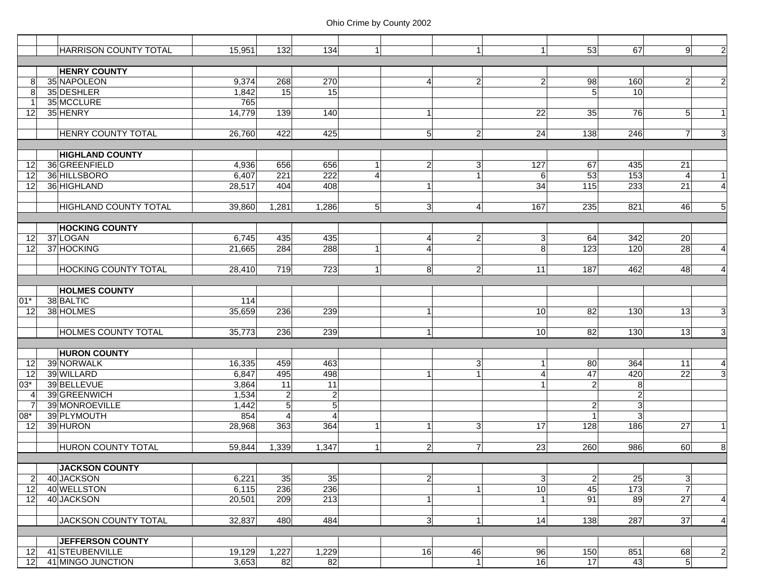| | | | | | | | | | | | | | |
|---|---|---|---|---|---|---|---|---|---|---|---|---|---|
| | | HARRISON COUNTY TOTAL | 15,951 | 132 | 134 | 1 | | 1 | 1 | 53 | 67 | 9 | 2 |
| | | **HENRY COUNTY** | | | | | | | | | | | |
| 8 | 35 | NAPOLEON | 9,374 | 268 | 270 | | 4 | 2 | 2 | 98 | 160 | 2 | 2 |
| 8 | 35 | DESHLER | 1,842 | 15 | 15 | | | | | 5 | 10 | | |
| 1 | 35 | MCCLURE | 765 | | | | | | | | | | |
| 12 | 35 | HENRY | 14,779 | 139 | 140 | | 1 | | 22 | 35 | 76 | 5 | 1 |
| | | HENRY COUNTY TOTAL | 26,760 | 422 | 425 | | 5 | 2 | 24 | 138 | 246 | 7 | 3 |
| | | **HIGHLAND COUNTY** | | | | | | | | | | | |
| 12 | 36 | GREENFIELD | 4,936 | 656 | 656 | 1 | 2 | 3 | 127 | 67 | 435 | 21 | |
| 12 | 36 | HILLSBORO | 6,407 | 221 | 222 | 4 | | 1 | 6 | 53 | 153 | 4 | 1 |
| 12 | 36 | HIGHLAND | 28,517 | 404 | 408 | | 1 | | 34 | 115 | 233 | 21 | 4 |
| | | HIGHLAND COUNTY TOTAL | 39,860 | 1,281 | 1,286 | 5 | 3 | 4 | 167 | 235 | 821 | 46 | 5 |
| | | **HOCKING COUNTY** | | | | | | | | | | | |
| 12 | 37 | LOGAN | 6,745 | 435 | 435 | | 4 | 2 | 3 | 64 | 342 | 20 | |
| 12 | 37 | HOCKING | 21,665 | 284 | 288 | 1 | 4 | | 8 | 123 | 120 | 28 | 4 |
| | | HOCKING COUNTY TOTAL | 28,410 | 719 | 723 | 1 | 8 | 2 | 11 | 187 | 462 | 48 | 4 |
| | | **HOLMES COUNTY** | | | | | | | | | | | |
| 01* | 38 | BALTIC | 114 | | | | | | | | | | |
| 12 | 38 | HOLMES | 35,659 | 236 | 239 | | 1 | | 10 | 82 | 130 | 13 | 3 |
| | | HOLMES COUNTY TOTAL | 35,773 | 236 | 239 | | 1 | | 10 | 82 | 130 | 13 | 3 |
| | | **HURON COUNTY** | | | | | | | | | | | |
| 12 | 39 | NORWALK | 16,335 | 459 | 463 | | | 3 | 1 | 80 | 364 | 11 | 4 |
| 12 | 39 | WILLARD | 6,847 | 495 | 498 | | 1 | 1 | 4 | 47 | 420 | 22 | 3 |
| 03* | 39 | BELLEVUE | 3,864 | 11 | 11 | | | | 1 | 2 | 8 | | |
| 4 | 39 | GREENWICH | 1,534 | 2 | 2 | | | | | | 2 | | |
| 7 | 39 | MONROEVILLE | 1,442 | 5 | 5 | | | | | 2 | 3 | | |
| 08* | 39 | PLYMOUTH | 854 | 4 | 4 | | | | | 1 | 3 | | |
| 12 | 39 | HURON | 28,968 | 363 | 364 | 1 | 1 | 3 | 17 | 128 | 186 | 27 | 1 |
| | | HURON COUNTY TOTAL | 59,844 | 1,339 | 1,347 | 1 | 2 | 7 | 23 | 260 | 986 | 60 | 8 |
| | | **JACKSON COUNTY** | | | | | | | | | | | |
| 2 | 40 | JACKSON | 6,221 | 35 | 35 | | 2 | | 3 | 2 | 25 | 3 | |
| 12 | 40 | WELLSTON | 6,115 | 236 | 236 | | | 1 | 10 | 45 | 173 | 7 | |
| 12 | 40 | JACKSON | 20,501 | 209 | 213 | | 1 | | 1 | 91 | 89 | 27 | 4 |
| | | JACKSON COUNTY TOTAL | 32,837 | 480 | 484 | | 3 | 1 | 14 | 138 | 287 | 37 | 4 |
| | | **JEFFERSON COUNTY** | | | | | | | | | | | |
| 12 | 41 | STEUBENVILLE | 19,129 | 1,227 | 1,229 | | 16 | 46 | 96 | 150 | 851 | 68 | 2 |
| 12 | 41 | MINGO JUNCTION | 3,653 | 82 | 82 | | | 1 | 16 | 17 | 43 | 5 | |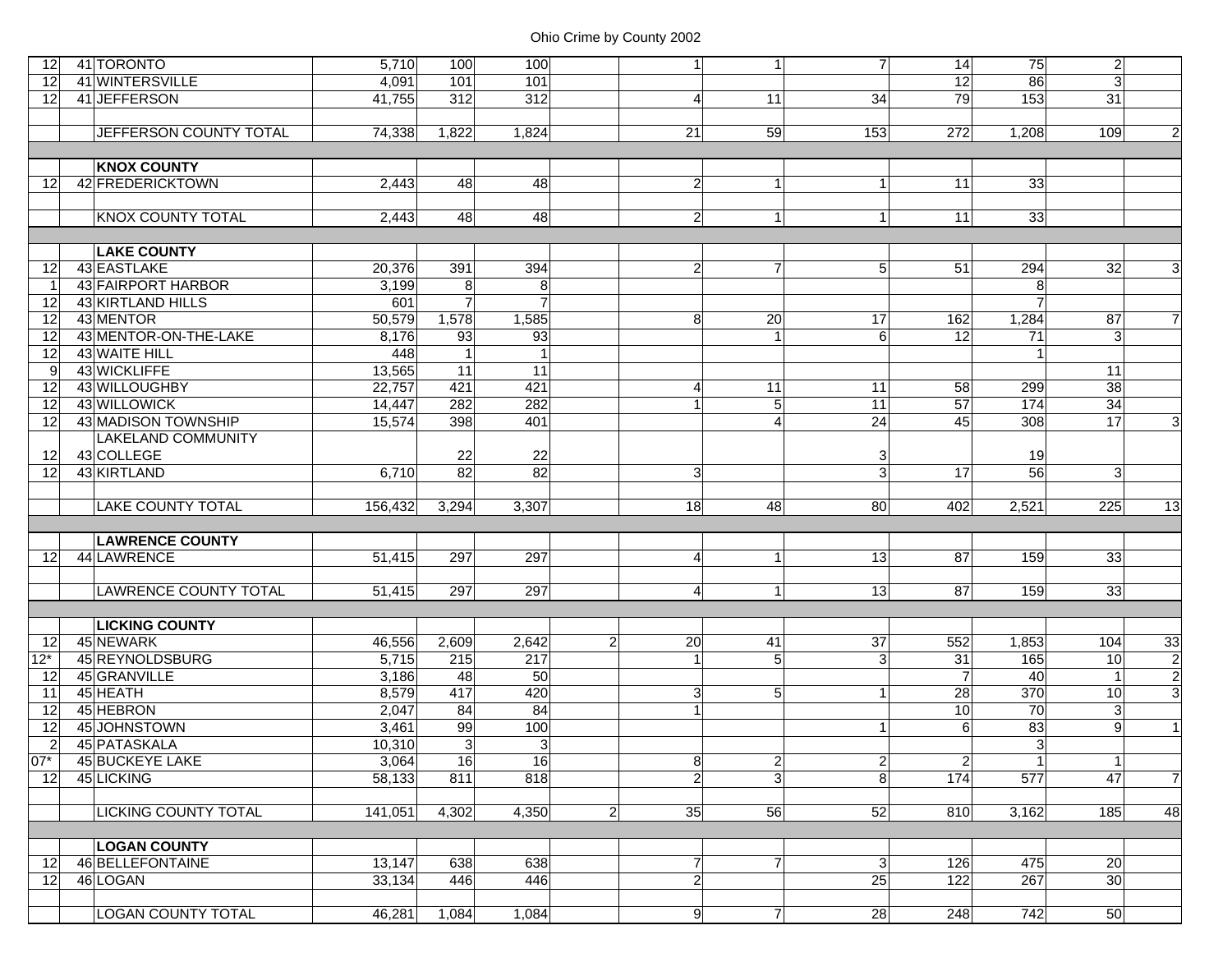| | | | | | | | | | | | | | |
|---|---|---|---|---|---|---|---|---|---|---|---|---|---|
| 12 | 41 | TORONTO | 5,710 | 100 | 100 | | 1 | 1 | 7 | 14 | 75 | 2 | |
| 12 | 41 | WINTERSVILLE | 4,091 | 101 | 101 | | | | | 12 | 86 | 3 | |
| 12 | 41 | JEFFERSON | 41,755 | 312 | 312 | | 4 | 11 | 34 | 79 | 153 | 31 | |
| | | JEFFERSON COUNTY TOTAL | 74,338 | 1,822 | 1,824 | | 21 | 59 | 153 | 272 | 1,208 | 109 | 2 |
| | | **KNOX COUNTY** | | | | | | | | | | | |
| 12 | 42 | FREDERICKTOWN | 2,443 | 48 | 48 | | 2 | 1 | 1 | 11 | 33 | | |
| | | KNOX COUNTY TOTAL | 2,443 | 48 | 48 | | 2 | 1 | 1 | 11 | 33 | | |
| | | **LAKE COUNTY** | | | | | | | | | | | |
| 12 | 43 | EASTLAKE | 20,376 | 391 | 394 | | 2 | 7 | 5 | 51 | 294 | 32 | 3 |
| 1 | 43 | FAIRPORT HARBOR | 3,199 | 8 | 8 | | | | | | 8 | | |
| 12 | 43 | KIRTLAND HILLS | 601 | 7 | 7 | | | | | | 7 | | |
| 12 | 43 | MENTOR | 50,579 | 1,578 | 1,585 | | 8 | 20 | 17 | 162 | 1,284 | 87 | 7 |
| 12 | 43 | MENTOR-ON-THE-LAKE | 8,176 | 93 | 93 | | | 1 | 6 | 12 | 71 | 3 | |
| 12 | 43 | WAITE HILL | 448 | 1 | 1 | | | | | | 1 | | |
| 9 | 43 | WICKLIFFE | 13,565 | 11 | 11 | | | | | | | 11 | |
| 12 | 43 | WILLOUGHBY | 22,757 | 421 | 421 | | 4 | 11 | 11 | 58 | 299 | 38 | |
| 12 | 43 | WILLOWICK | 14,447 | 282 | 282 | | 1 | 5 | 11 | 57 | 174 | 34 | |
| 12 | 43 | MADISON TOWNSHIP | 15,574 | 398 | 401 | | | 4 | 24 | 45 | 308 | 17 | 3 |
| 12 | 43 | LAKELAND COMMUNITY COLLEGE | | 22 | 22 | | | | 3 | | 19 | | |
| 12 | 43 | KIRTLAND | 6,710 | 82 | 82 | | 3 | | 3 | 17 | 56 | 3 | |
| | | LAKE COUNTY TOTAL | 156,432 | 3,294 | 3,307 | | 18 | 48 | 80 | 402 | 2,521 | 225 | 13 |
| | | **LAWRENCE COUNTY** | | | | | | | | | | | |
| 12 | 44 | LAWRENCE | 51,415 | 297 | 297 | | 4 | 1 | 13 | 87 | 159 | 33 | |
| | | LAWRENCE COUNTY TOTAL | 51,415 | 297 | 297 | | 4 | 1 | 13 | 87 | 159 | 33 | |
| | | **LICKING COUNTY** | | | | | | | | | | | |
| 12 | 45 | NEWARK | 46,556 | 2,609 | 2,642 | 2 | 20 | 41 | 37 | 552 | 1,853 | 104 | 33 |
| 12* | 45 | REYNOLDSBURG | 5,715 | 215 | 217 | | 1 | 5 | 3 | 31 | 165 | 10 | 2 |
| 12 | 45 | GRANVILLE | 3,186 | 48 | 50 | | | | | 7 | 40 | 1 | 2 |
| 11 | 45 | HEATH | 8,579 | 417 | 420 | | 3 | 5 | 1 | 28 | 370 | 10 | 3 |
| 12 | 45 | HEBRON | 2,047 | 84 | 84 | | 1 | | | 10 | 70 | 3 | |
| 12 | 45 | JOHNSTOWN | 3,461 | 99 | 100 | | | | 1 | 6 | 83 | 9 | 1 |
| 2 | 45 | PATASKALA | 10,310 | 3 | 3 | | | | | | 3 | | |
| 07* | 45 | BUCKEYE LAKE | 3,064 | 16 | 16 | | 8 | 2 | 2 | 2 | 1 | 1 | |
| 12 | 45 | LICKING | 58,133 | 811 | 818 | | 2 | 3 | 8 | 174 | 577 | 47 | 7 |
| | | LICKING COUNTY TOTAL | 141,051 | 4,302 | 4,350 | 2 | 35 | 56 | 52 | 810 | 3,162 | 185 | 48 |
| | | **LOGAN COUNTY** | | | | | | | | | | | |
| 12 | 46 | BELLEFONTAINE | 13,147 | 638 | 638 | | 7 | 7 | 3 | 126 | 475 | 20 | |
| 12 | 46 | LOGAN | 33,134 | 446 | 446 | | 2 | | 25 | 122 | 267 | 30 | |
| | | LOGAN COUNTY TOTAL | 46,281 | 1,084 | 1,084 | | 9 | 7 | 28 | 248 | 742 | 50 | |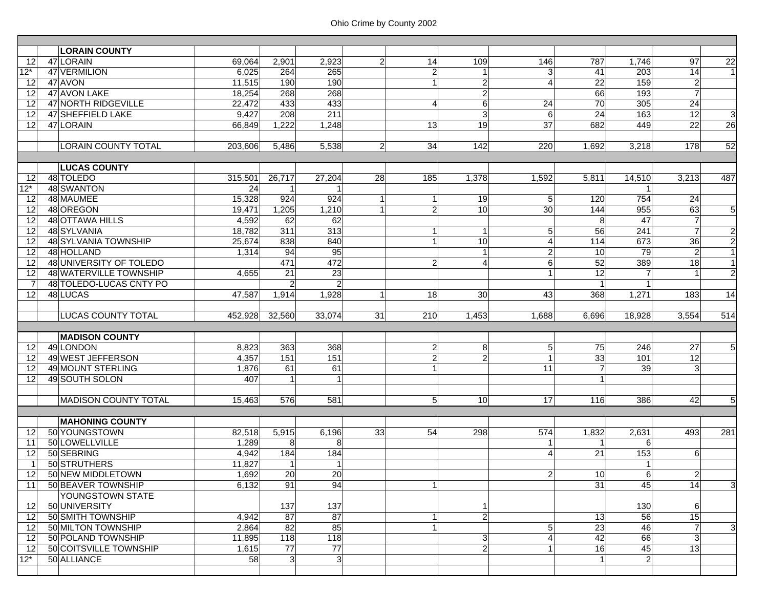Ohio Crime by County 2002

| | | | | | | | | | | | | | | |
|---|---|---|---|---|---|---|---|---|---|---|---|---|---|---|
| | | **LORAIN COUNTY** | | | | | | | | | | | | |
| 12 | 47 | LORAIN | | 69,064 | 2,901 | 2,923 | 2 | 14 | 109 | 146 | 787 | 1,746 | 97 | 22 |
| 12* | 47 | VERMILION | | 6,025 | 264 | 265 | | 2 | 1 | 3 | 41 | 203 | 14 | 1 |
| 12 | 47 | AVON | | 11,515 | 190 | 190 | | 1 | 2 | 4 | 22 | 159 | 2 | |
| 12 | 47 | AVON LAKE | | 18,254 | 268 | 268 | | | 2 | | 66 | 193 | 7 | |
| 12 | 47 | NORTH RIDGEVILLE | | 22,472 | 433 | 433 | | 4 | 6 | 24 | 70 | 305 | 24 | |
| 12 | 47 | SHEFFIELD LAKE | | 9,427 | 208 | 211 | | | 3 | 6 | 24 | 163 | 12 | 3 |
| 12 | 47 | LORAIN | | 66,849 | 1,222 | 1,248 | | 13 | 19 | 37 | 682 | 449 | 22 | 26 |
| | | | | | | | | | | | | | | |
| | | LORAIN COUNTY TOTAL | | 203,606 | 5,486 | 5,538 | 2 | 34 | 142 | 220 | 1,692 | 3,218 | 178 | 52 |
| | | | | | | | | | | | | | | |
| | | **LUCAS COUNTY** | | | | | | | | | | | | |
| 12 | 48 | TOLEDO | | 315,501 | 26,717 | 27,204 | 28 | 185 | 1,378 | 1,592 | 5,811 | 14,510 | 3,213 | 487 |
| 12* | 48 | SWANTON | | 24 | 1 | 1 | | | | | | 1 | | |
| 12 | 48 | MAUMEE | | 15,328 | 924 | 924 | 1 | 1 | 19 | 5 | 120 | 754 | 24 | |
| 12 | 48 | OREGON | | 19,471 | 1,205 | 1,210 | 1 | 2 | 10 | 30 | 144 | 955 | 63 | 5 |
| 12 | 48 | OTTAWA HILLS | | 4,592 | 62 | 62 | | | | | 8 | 47 | 7 | |
| 12 | 48 | SYLVANIA | | 18,782 | 311 | 313 | | 1 | 1 | 5 | 56 | 241 | 7 | 2 |
| 12 | 48 | SYLVANIA TOWNSHIP | | 25,674 | 838 | 840 | | 1 | 10 | 4 | 114 | 673 | 36 | 2 |
| 12 | 48 | HOLLAND | | 1,314 | 94 | 95 | | | 1 | 2 | 10 | 79 | 2 | 1 |
| 12 | 48 | UNIVERSITY OF TOLEDO | | | 471 | 472 | | 2 | 4 | 6 | 52 | 389 | 18 | 1 |
| 12 | 48 | WATERVILLE TOWNSHIP | | 4,655 | 21 | 23 | | | | 1 | 12 | 7 | 1 | 2 |
| 7 | 48 | TOLEDO-LUCAS CNTY PO | | | 2 | 2 | | | | | 1 | 1 | | |
| 12 | 48 | LUCAS | | 47,587 | 1,914 | 1,928 | 1 | 18 | 30 | 43 | 368 | 1,271 | 183 | 14 |
| | | | | | | | | | | | | | | |
| | | LUCAS COUNTY TOTAL | | 452,928 | 32,560 | 33,074 | 31 | 210 | 1,453 | 1,688 | 6,696 | 18,928 | 3,554 | 514 |
| | | | | | | | | | | | | | | |
| | | **MADISON COUNTY** | | | | | | | | | | | | |
| 12 | 49 | LONDON | | 8,823 | 363 | 368 | | 2 | 8 | 5 | 75 | 246 | 27 | 5 |
| 12 | 49 | WEST JEFFERSON | | 4,357 | 151 | 151 | | 2 | 2 | 1 | 33 | 101 | 12 | |
| 12 | 49 | MOUNT STERLING | | 1,876 | 61 | 61 | | 1 | | 11 | 7 | 39 | 3 | |
| 12 | 49 | SOUTH SOLON | | 407 | 1 | 1 | | | | | 1 | | | |
| | | | | | | | | | | | | | | |
| | | MADISON COUNTY TOTAL | | 15,463 | 576 | 581 | | 5 | 10 | 17 | 116 | 386 | 42 | 5 |
| | | | | | | | | | | | | | | |
| | | **MAHONING COUNTY** | | | | | | | | | | | | |
| 12 | 50 | YOUNGSTOWN | | 82,518 | 5,915 | 6,196 | 33 | 54 | 298 | 574 | 1,832 | 2,631 | 493 | 281 |
| 11 | 50 | LOWELLVILLE | | 1,289 | 8 | 8 | | | | 1 | 1 | 6 | | |
| 12 | 50 | SEBRING | | 4,942 | 184 | 184 | | | | 4 | 21 | 153 | 6 | |
| 1 | 50 | STRUTHERS | | 11,827 | 1 | 1 | | | | | | 1 | | |
| 12 | 50 | NEW MIDDLETOWN | | 1,692 | 20 | 20 | | | | 2 | 10 | 6 | 2 | |
| 11 | 50 | BEAVER TOWNSHIP | | 6,132 | 91 | 94 | | 1 | | | 31 | 45 | 14 | 3 |
| 12 | 50 | YOUNGSTOWN STATE UNIVERSITY | | | 137 | 137 | | | 1 | | | 130 | 6 | |
| 12 | 50 | SMITH TOWNSHIP | | 4,942 | 87 | 87 | | 1 | 2 | | 13 | 56 | 15 | |
| 12 | 50 | MILTON TOWNSHIP | | 2,864 | 82 | 85 | | 1 | | 5 | 23 | 46 | 7 | 3 |
| 12 | 50 | POLAND TOWNSHIP | | 11,895 | 118 | 118 | | | 3 | 4 | 42 | 66 | 3 | |
| 12 | 50 | COITSVILLE TOWNSHIP | | 1,615 | 77 | 77 | | | 2 | 1 | 16 | 45 | 13 | |
| 12* | 50 | ALLIANCE | | 58 | 3 | 3 | | | | | 1 | 2 | | |
| | | | | | | | | | | | | | | |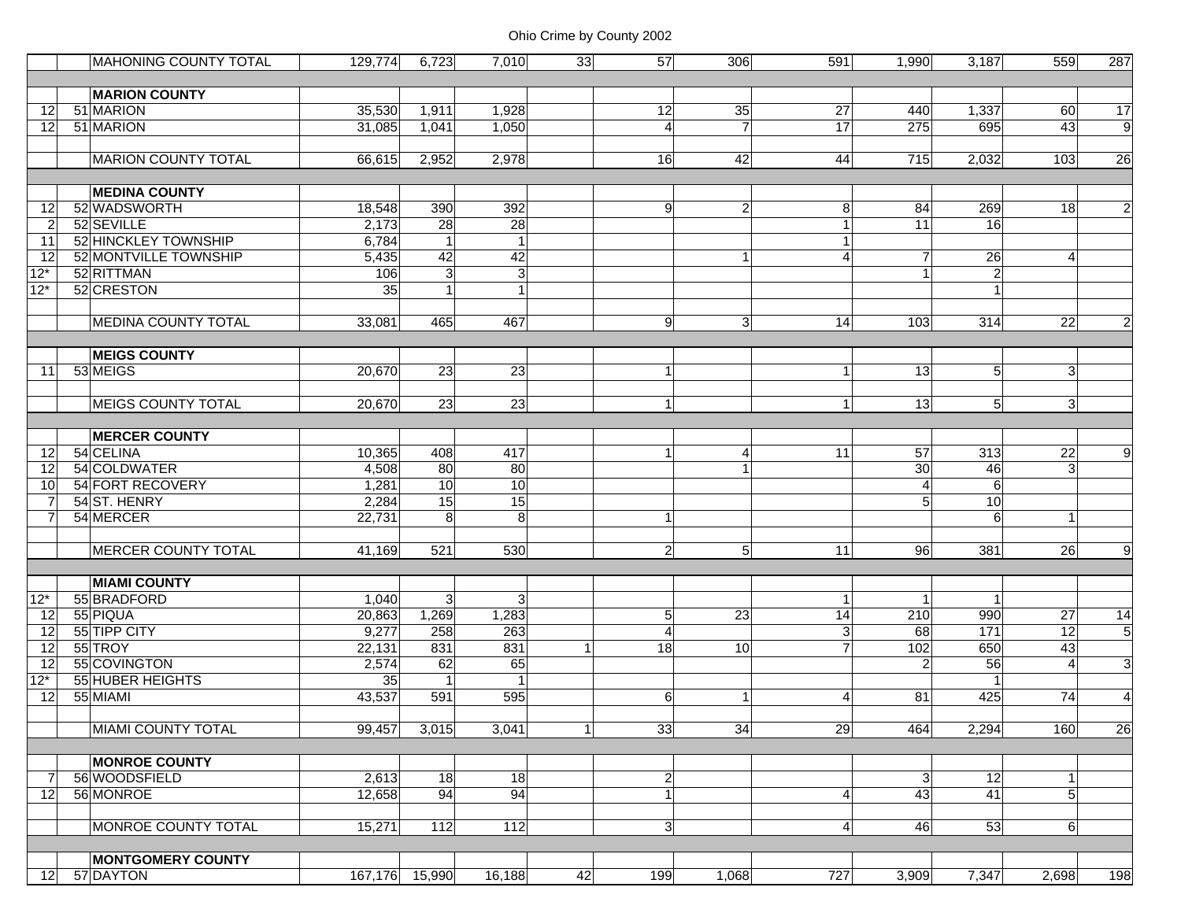| | | | | | | | | | | | | | |
|---|---|---|---|---|---|---|---|---|---|---|---|---|---|
| | | MAHONING COUNTY TOTAL | 129,774 | 6,723 | 7,010 | 33 | 57 | 306 | 591 | 1,990 | 3,187 | 559 | 287 |
| | | **MARION COUNTY** | | | | | | | | | | | |
| 12 | 51 | MARION | 35,530 | 1,911 | 1,928 | | 12 | 35 | 27 | 440 | 1,337 | 60 | 17 |
| 12 | 51 | MARION | 31,085 | 1,041 | 1,050 | | 4 | 7 | 17 | 275 | 695 | 43 | 9 |
| | | MARION COUNTY TOTAL | 66,615 | 2,952 | 2,978 | | 16 | 42 | 44 | 715 | 2,032 | 103 | 26 |
| | | **MEDINA COUNTY** | | | | | | | | | | | |
| 12 | 52 | WADSWORTH | 18,548 | 390 | 392 | | 9 | 2 | 8 | 84 | 269 | 18 | 2 |
| 2 | 52 | SEVILLE | 2,173 | 28 | 28 | | | | 1 | 11 | 16 | | |
| 11 | 52 | HINCKLEY TOWNSHIP | 6,784 | 1 | 1 | | | | 1 | | | | |
| 12 | 52 | MONTVILLE TOWNSHIP | 5,435 | 42 | 42 | | | 1 | 4 | 7 | 26 | 4 | |
| 12* | 52 | RITTMAN | 106 | 3 | 3 | | | | | 1 | 2 | | |
| 12* | 52 | CRESTON | 35 | 1 | 1 | | | | | | 1 | | |
| | | MEDINA COUNTY TOTAL | 33,081 | 465 | 467 | | 9 | 3 | 14 | 103 | 314 | 22 | 2 |
| | | **MEIGS COUNTY** | | | | | | | | | | | |
| 11 | 53 | MEIGS | 20,670 | 23 | 23 | | 1 | | 1 | 13 | 5 | 3 | |
| | | MEIGS COUNTY TOTAL | 20,670 | 23 | 23 | | 1 | | 1 | 13 | 5 | 3 | |
| | | **MERCER COUNTY** | | | | | | | | | | | |
| 12 | 54 | CELINA | 10,365 | 408 | 417 | | 1 | 4 | 11 | 57 | 313 | 22 | 9 |
| 12 | 54 | COLDWATER | 4,508 | 80 | 80 | | | 1 | | 30 | 46 | 3 | |
| 10 | 54 | FORT RECOVERY | 1,281 | 10 | 10 | | | | | 4 | 6 | | |
| 7 | 54 | ST. HENRY | 2,284 | 15 | 15 | | | | | 5 | 10 | | |
| 7 | 54 | MERCER | 22,731 | 8 | 8 | | 1 | | | | 6 | 1 | |
| | | MERCER COUNTY TOTAL | 41,169 | 521 | 530 | | 2 | 5 | 11 | 96 | 381 | 26 | 9 |
| | | **MIAMI COUNTY** | | | | | | | | | | | |
| 12* | 55 | BRADFORD | 1,040 | 3 | 3 | | | | 1 | 1 | 1 | | |
| 12 | 55 | PIQUA | 20,863 | 1,269 | 1,283 | | 5 | 23 | 14 | 210 | 990 | 27 | 14 |
| 12 | 55 | TIPP CITY | 9,277 | 258 | 263 | | 4 | | 3 | 68 | 171 | 12 | 5 |
| 12 | 55 | TROY | 22,131 | 831 | 831 | 1 | 18 | 10 | 7 | 102 | 650 | 43 | |
| 12 | 55 | COVINGTON | 2,574 | 62 | 65 | | | | | 2 | 56 | 4 | 3 |
| 12* | 55 | HUBER HEIGHTS | 35 | 1 | 1 | | | | | | 1 | | |
| 12 | 55 | MIAMI | 43,537 | 591 | 595 | | 6 | 1 | 4 | 81 | 425 | 74 | 4 |
| | | MIAMI COUNTY TOTAL | 99,457 | 3,015 | 3,041 | 1 | 33 | 34 | 29 | 464 | 2,294 | 160 | 26 |
| | | **MONROE COUNTY** | | | | | | | | | | | |
| 7 | 56 | WOODSFIELD | 2,613 | 18 | 18 | | 2 | | | 3 | 12 | 1 | |
| 12 | 56 | MONROE | 12,658 | 94 | 94 | | 1 | | 4 | 43 | 41 | 5 | |
| | | MONROE COUNTY TOTAL | 15,271 | 112 | 112 | | 3 | | 4 | 46 | 53 | 6 | |
| | | **MONTGOMERY COUNTY** | | | | | | | | | | | |
| 12 | 57 | DAYTON | 167,176 | 15,990 | 16,188 | 42 | 199 | 1,068 | 727 | 3,909 | 7,347 | 2,698 | 198 |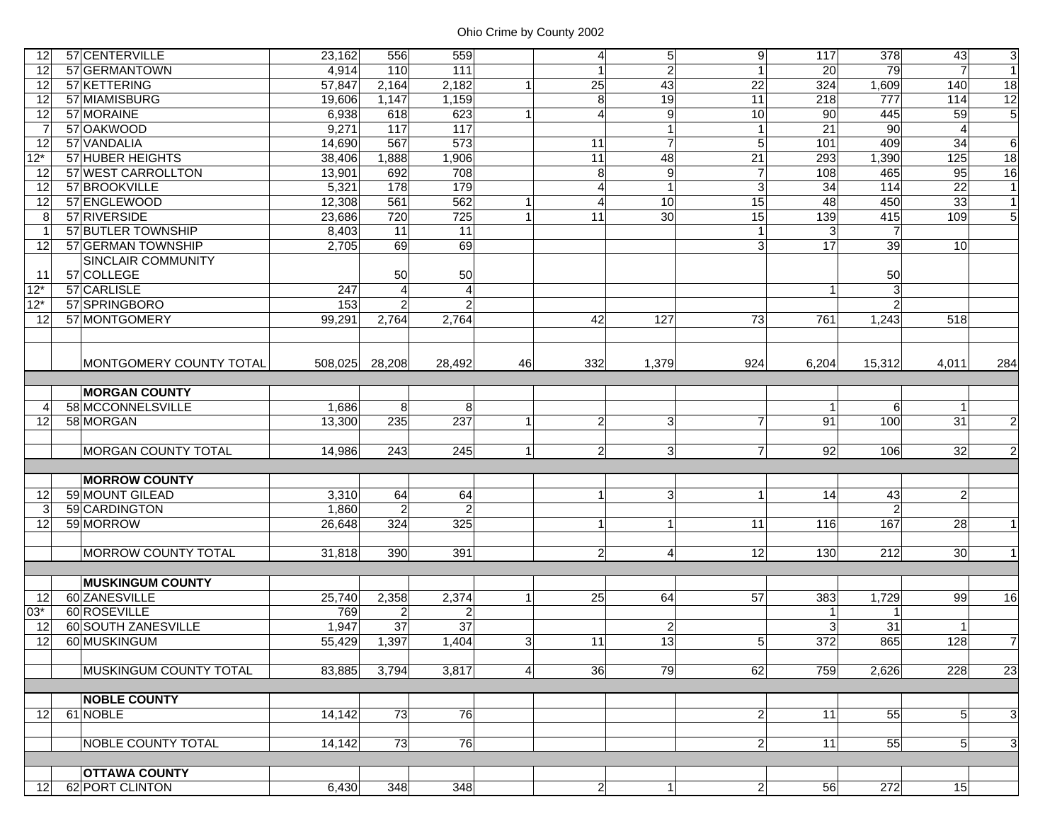# Ohio Crime by County 2002

| | | | | | | | | | | | | | |
|---|---|---|---|---|---|---|---|---|---|---|---|---|---|
| 12 | 57 | CENTERVILLE | 23,162 | 556 | 559 | | 4 | 5 | 9 | 117 | 378 | 43 | 3 |
| 12 | 57 | GERMANTOWN | 4,914 | 110 | 111 | | 1 | 2 | 1 | 20 | 79 | 7 | 1 |
| 12 | 57 | KETTERING | 57,847 | 2,164 | 2,182 | 1 | 25 | 43 | 22 | 324 | 1,609 | 140 | 18 |
| 12 | 57 | MIAMISBURG | 19,606 | 1,147 | 1,159 | | 8 | 19 | 11 | 218 | 777 | 114 | 12 |
| 12 | 57 | MORAINE | 6,938 | 618 | 623 | 1 | 4 | 9 | 10 | 90 | 445 | 59 | 5 |
| 7 | 57 | OAKWOOD | 9,271 | 117 | 117 | | | 1 | 1 | 21 | 90 | 4 | |
| 12 | 57 | VANDALIA | 14,690 | 567 | 573 | | 11 | 7 | 5 | 101 | 409 | 34 | 6 |
| 12* | 57 | HUBER HEIGHTS | 38,406 | 1,888 | 1,906 | | 11 | 48 | 21 | 293 | 1,390 | 125 | 18 |
| 12 | 57 | WEST CARROLLTON | 13,901 | 692 | 708 | | 8 | 9 | 7 | 108 | 465 | 95 | 16 |
| 12 | 57 | BROOKVILLE | 5,321 | 178 | 179 | | 4 | 1 | 3 | 34 | 114 | 22 | 1 |
| 12 | 57 | ENGLEWOOD | 12,308 | 561 | 562 | 1 | 4 | 10 | 15 | 48 | 450 | 33 | 1 |
| 8 | 57 | RIVERSIDE | 23,686 | 720 | 725 | 1 | 11 | 30 | 15 | 139 | 415 | 109 | 5 |
| 1 | 57 | BUTLER TOWNSHIP | 8,403 | 11 | 11 | | | | 1 | 3 | 7 | | |
| 12 | 57 | GERMAN TOWNSHIP | 2,705 | 69 | 69 | | | | 3 | 17 | 39 | 10 | |
| 11 | 57 | SINCLAIR COMMUNITY COLLEGE | | 50 | 50 | | | | | | 50 | | |
| 12* | 57 | CARLISLE | 247 | 4 | 4 | | | | | 1 | 3 | | |
| 12* | 57 | SPRINGBORO | 153 | 2 | 2 | | | | | | 2 | | |
| 12 | 57 | MONTGOMERY | 99,291 | 2,764 | 2,764 | | 42 | 127 | 73 | 761 | 1,243 | 518 | |
| | | MONTGOMERY COUNTY TOTAL | 508,025 | 28,208 | 28,492 | 46 | 332 | 1,379 | 924 | 6,204 | 15,312 | 4,011 | 284 |
| | | **MORGAN COUNTY** | | | | | | | | | | | |
| 4 | 58 | MCCONNELSVILLE | 1,686 | 8 | 8 | | | | | 1 | 6 | 1 | |
| 12 | 58 | MORGAN | 13,300 | 235 | 237 | 1 | 2 | 3 | 7 | 91 | 100 | 31 | 2 |
| | | MORGAN COUNTY TOTAL | 14,986 | 243 | 245 | 1 | 2 | 3 | 7 | 92 | 106 | 32 | 2 |
| | | **MORROW COUNTY** | | | | | | | | | | | |
| 12 | 59 | MOUNT GILEAD | 3,310 | 64 | 64 | | 1 | 3 | 1 | 14 | 43 | 2 | |
| 3 | 59 | CARDINGTON | 1,860 | 2 | 2 | | | | | | 2 | | |
| 12 | 59 | MORROW | 26,648 | 324 | 325 | | 1 | 1 | 11 | 116 | 167 | 28 | 1 |
| | | MORROW COUNTY TOTAL | 31,818 | 390 | 391 | | 2 | 4 | 12 | 130 | 212 | 30 | 1 |
| | | **MUSKINGUM COUNTY** | | | | | | | | | | | |
| 12 | 60 | ZANESVILLE | 25,740 | 2,358 | 2,374 | 1 | 25 | 64 | 57 | 383 | 1,729 | 99 | 16 |
| 03* | 60 | ROSEVILLE | 769 | 2 | 2 | | | | | 1 | 1 | | |
| 12 | 60 | SOUTH ZANESVILLE | 1,947 | 37 | 37 | | | 2 | | 3 | 31 | 1 | |
| 12 | 60 | MUSKINGUM | 55,429 | 1,397 | 1,404 | 3 | 11 | 13 | 5 | 372 | 865 | 128 | 7 |
| | | MUSKINGUM COUNTY TOTAL | 83,885 | 3,794 | 3,817 | 4 | 36 | 79 | 62 | 759 | 2,626 | 228 | 23 |
| | | **NOBLE COUNTY** | | | | | | | | | | | |
| 12 | 61 | NOBLE | 14,142 | 73 | 76 | | | | 2 | 11 | 55 | 5 | 3 |
| | | NOBLE COUNTY TOTAL | 14,142 | 73 | 76 | | | | 2 | 11 | 55 | 5 | 3 |
| | | **OTTAWA COUNTY** | | | | | | | | | | | |
| 12 | 62 | PORT CLINTON | 6,430 | 348 | 348 | | 2 | 1 | 2 | 56 | 272 | 15 | |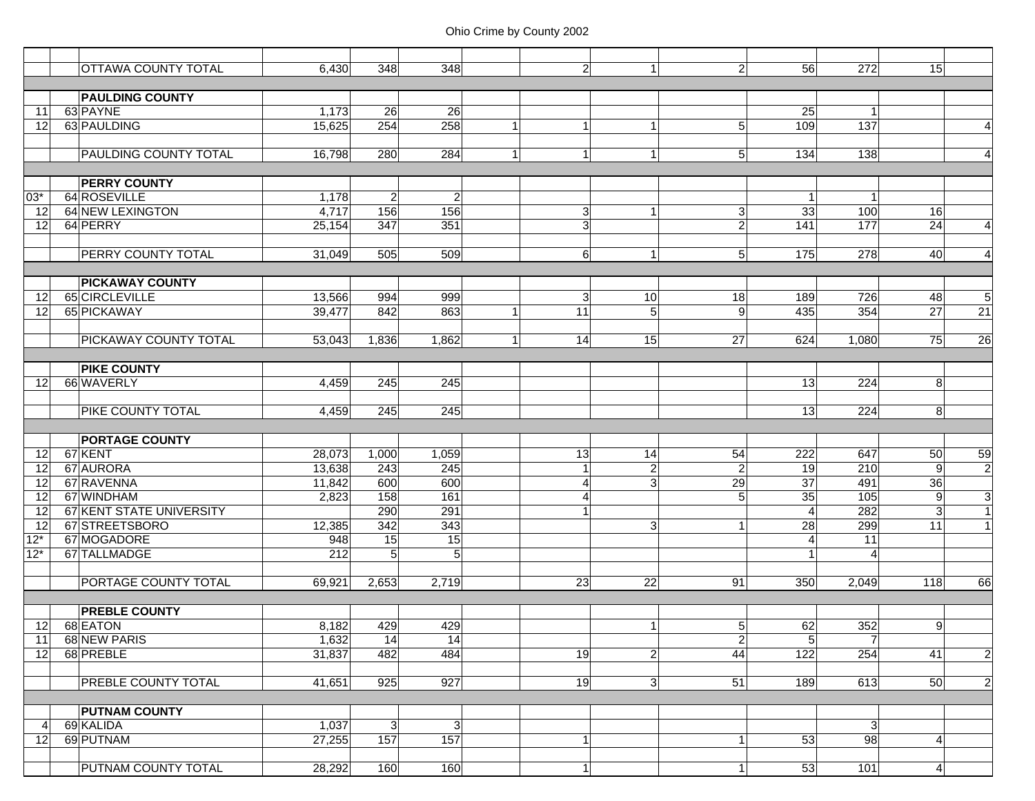Ohio Crime by County 2002

| | | | | | | | | | | | | | |
|---|---|---|---|---|---|---|---|---|---|---|---|---|---|
| | | OTTAWA COUNTY TOTAL | 6,430 | 348 | 348 | | 2 | 1 | 2 | 56 | 272 | 15 | |
| | | **PAULDING COUNTY** | | | | | | | | | | | |
| 11 | 63 | PAYNE | 1,173 | 26 | 26 | | | | | 25 | 1 | | |
| 12 | 63 | PAULDING | 15,625 | 254 | 258 | 1 | 1 | 1 | 5 | 109 | 137 | | 4 |
| | | PAULDING COUNTY TOTAL | 16,798 | 280 | 284 | 1 | 1 | 1 | 5 | 134 | 138 | | 4 |
| | | **PERRY COUNTY** | | | | | | | | | | | |
| 03* | 64 | ROSEVILLE | 1,178 | 2 | 2 | | | | | 1 | 1 | | |
| 12 | 64 | NEW LEXINGTON | 4,717 | 156 | 156 | | 3 | 1 | 3 | 33 | 100 | 16 | |
| 12 | 64 | PERRY | 25,154 | 347 | 351 | | 3 | | 2 | 141 | 177 | 24 | 4 |
| | | PERRY COUNTY TOTAL | 31,049 | 505 | 509 | | 6 | 1 | 5 | 175 | 278 | 40 | 4 |
| | | **PICKAWAY COUNTY** | | | | | | | | | | | |
| 12 | 65 | CIRCLEVILLE | 13,566 | 994 | 999 | | 3 | 10 | 18 | 189 | 726 | 48 | 5 |
| 12 | 65 | PICKAWAY | 39,477 | 842 | 863 | 1 | 11 | 5 | 9 | 435 | 354 | 27 | 21 |
| | | PICKAWAY COUNTY TOTAL | 53,043 | 1,836 | 1,862 | 1 | 14 | 15 | 27 | 624 | 1,080 | 75 | 26 |
| | | **PIKE COUNTY** | | | | | | | | | | | |
| 12 | 66 | WAVERLY | 4,459 | 245 | 245 | | | | | 13 | 224 | 8 | |
| | | PIKE COUNTY TOTAL | 4,459 | 245 | 245 | | | | | 13 | 224 | 8 | |
| | | **PORTAGE COUNTY** | | | | | | | | | | | |
| 12 | 67 | KENT | 28,073 | 1,000 | 1,059 | | 13 | 14 | 54 | 222 | 647 | 50 | 59 |
| 12 | 67 | AURORA | 13,638 | 243 | 245 | | 1 | 2 | 2 | 19 | 210 | 9 | 2 |
| 12 | 67 | RAVENNA | 11,842 | 600 | 600 | | 4 | 3 | 29 | 37 | 491 | 36 | |
| 12 | 67 | WINDHAM | 2,823 | 158 | 161 | | 4 | | 5 | 35 | 105 | 9 | 3 |
| 12 | 67 | KENT STATE UNIVERSITY | | 290 | 291 | | 1 | | | 4 | 282 | 3 | 1 |
| 12 | 67 | STREETSBORO | 12,385 | 342 | 343 | | | 3 | 1 | 28 | 299 | 11 | 1 |
| 12* | 67 | MOGADORE | 948 | 15 | 15 | | | | | 4 | 11 | | |
| 12* | 67 | TALLMADGE | 212 | 5 | 5 | | | | | 1 | 4 | | |
| | | PORTAGE COUNTY TOTAL | 69,921 | 2,653 | 2,719 | | 23 | 22 | 91 | 350 | 2,049 | 118 | 66 |
| | | **PREBLE COUNTY** | | | | | | | | | | | |
| 12 | 68 | EATON | 8,182 | 429 | 429 | | | 1 | 5 | 62 | 352 | 9 | |
| 11 | 68 | NEW PARIS | 1,632 | 14 | 14 | | | | 2 | 5 | 7 | | |
| 12 | 68 | PREBLE | 31,837 | 482 | 484 | | 19 | 2 | 44 | 122 | 254 | 41 | 2 |
| | | PREBLE COUNTY TOTAL | 41,651 | 925 | 927 | | 19 | 3 | 51 | 189 | 613 | 50 | 2 |
| | | **PUTNAM COUNTY** | | | | | | | | | | | |
| 4 | 69 | KALIDA | 1,037 | 3 | 3 | | | | | | 3 | | |
| 12 | 69 | PUTNAM | 27,255 | 157 | 157 | | 1 | | 1 | 53 | 98 | 4 | |
| | | PUTNAM COUNTY TOTAL | 28,292 | 160 | 160 | | 1 | | 1 | 53 | 101 | 4 | |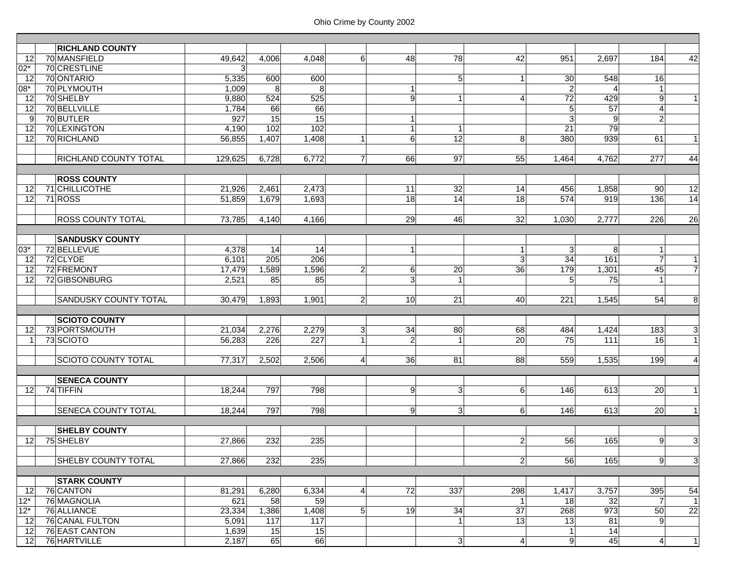# Ohio Crime by County 2002

| | | | | | | | | | | | | | |
|---|---|---|---|---|---|---|---|---|---|---|---|---|---|
| | | **RICHLAND COUNTY** | | | | | | | | | | | |
| 12 | 70 | MANSFIELD | 49,642 | 4,006 | 4,048 | 6 | 48 | 78 | 42 | 951 | 2,697 | 184 | 42 |
| 02* | 70 | CRESTLINE | 3 | | | | | | | | | | |
| 12 | 70 | ONTARIO | 5,335 | 600 | 600 | | | 5 | 1 | 30 | 548 | 16 | |
| 08* | 70 | PLYMOUTH | 1,009 | 8 | 8 | | 1 | | | 2 | 4 | 1 | |
| 12 | 70 | SHELBY | 9,880 | 524 | 525 | | 9 | 1 | 4 | 72 | 429 | 9 | 1 |
| 12 | 70 | BELLVILLE | 1,784 | 66 | 66 | | | | | 5 | 57 | 4 | |
| 9 | 70 | BUTLER | 927 | 15 | 15 | | 1 | | | 3 | 9 | 2 | |
| 12 | 70 | LEXINGTON | 4,190 | 102 | 102 | | 1 | 1 | | 21 | 79 | | |
| 12 | 70 | RICHLAND | 56,855 | 1,407 | 1,408 | 1 | 6 | 12 | 8 | 380 | 939 | 61 | 1 |
| | | RICHLAND COUNTY TOTAL | 129,625 | 6,728 | 6,772 | 7 | 66 | 97 | 55 | 1,464 | 4,762 | 277 | 44 |
| | | **ROSS COUNTY** | | | | | | | | | | | |
| 12 | 71 | CHILLICOTHE | 21,926 | 2,461 | 2,473 | | 11 | 32 | 14 | 456 | 1,858 | 90 | 12 |
| 12 | 71 | ROSS | 51,859 | 1,679 | 1,693 | | 18 | 14 | 18 | 574 | 919 | 136 | 14 |
| | | ROSS COUNTY TOTAL | 73,785 | 4,140 | 4,166 | | 29 | 46 | 32 | 1,030 | 2,777 | 226 | 26 |
| | | **SANDUSKY COUNTY** | | | | | | | | | | | |
| 03* | 72 | BELLEVUE | 4,378 | 14 | 14 | | 1 | | 1 | 3 | 8 | 1 | |
| 12 | 72 | CLYDE | 6,101 | 205 | 206 | | | | 3 | 34 | 161 | 7 | 1 |
| 12 | 72 | FREMONT | 17,479 | 1,589 | 1,596 | 2 | 6 | 20 | 36 | 179 | 1,301 | 45 | 7 |
| 12 | 72 | GIBSONBURG | 2,521 | 85 | 85 | | 3 | 1 | | 5 | 75 | 1 | |
| | | SANDUSKY COUNTY TOTAL | 30,479 | 1,893 | 1,901 | 2 | 10 | 21 | 40 | 221 | 1,545 | 54 | 8 |
| | | **SCIOTO COUNTY** | | | | | | | | | | | |
| 12 | 73 | PORTSMOUTH | 21,034 | 2,276 | 2,279 | 3 | 34 | 80 | 68 | 484 | 1,424 | 183 | 3 |
| 1 | 73 | SCIOTO | 56,283 | 226 | 227 | 1 | 2 | 1 | 20 | 75 | 111 | 16 | 1 |
| | | SCIOTO COUNTY TOTAL | 77,317 | 2,502 | 2,506 | 4 | 36 | 81 | 88 | 559 | 1,535 | 199 | 4 |
| | | **SENECA COUNTY** | | | | | | | | | | | |
| 12 | 74 | TIFFIN | 18,244 | 797 | 798 | | 9 | 3 | 6 | 146 | 613 | 20 | 1 |
| | | SENECA COUNTY TOTAL | 18,244 | 797 | 798 | | 9 | 3 | 6 | 146 | 613 | 20 | 1 |
| | | **SHELBY COUNTY** | | | | | | | | | | | |
| 12 | 75 | SHELBY | 27,866 | 232 | 235 | | | | 2 | 56 | 165 | 9 | 3 |
| | | SHELBY COUNTY TOTAL | 27,866 | 232 | 235 | | | | 2 | 56 | 165 | 9 | 3 |
| | | **STARK COUNTY** | | | | | | | | | | | |
| 12 | 76 | CANTON | 81,291 | 6,280 | 6,334 | 4 | 72 | 337 | 298 | 1,417 | 3,757 | 395 | 54 |
| 12* | 76 | MAGNOLIA | 621 | 58 | 59 | | | | 1 | 18 | 32 | 7 | 1 |
| 12* | 76 | ALLIANCE | 23,334 | 1,386 | 1,408 | 5 | 19 | 34 | 37 | 268 | 973 | 50 | 22 |
| 12 | 76 | CANAL FULTON | 5,091 | 117 | 117 | | | 1 | 13 | 13 | 81 | 9 | |
| 12 | 76 | EAST CANTON | 1,639 | 15 | 15 | | | | | 1 | 14 | | |
| 12 | 76 | HARTVILLE | 2,187 | 65 | 66 | | | 3 | 4 | 9 | 45 | 4 | 1 |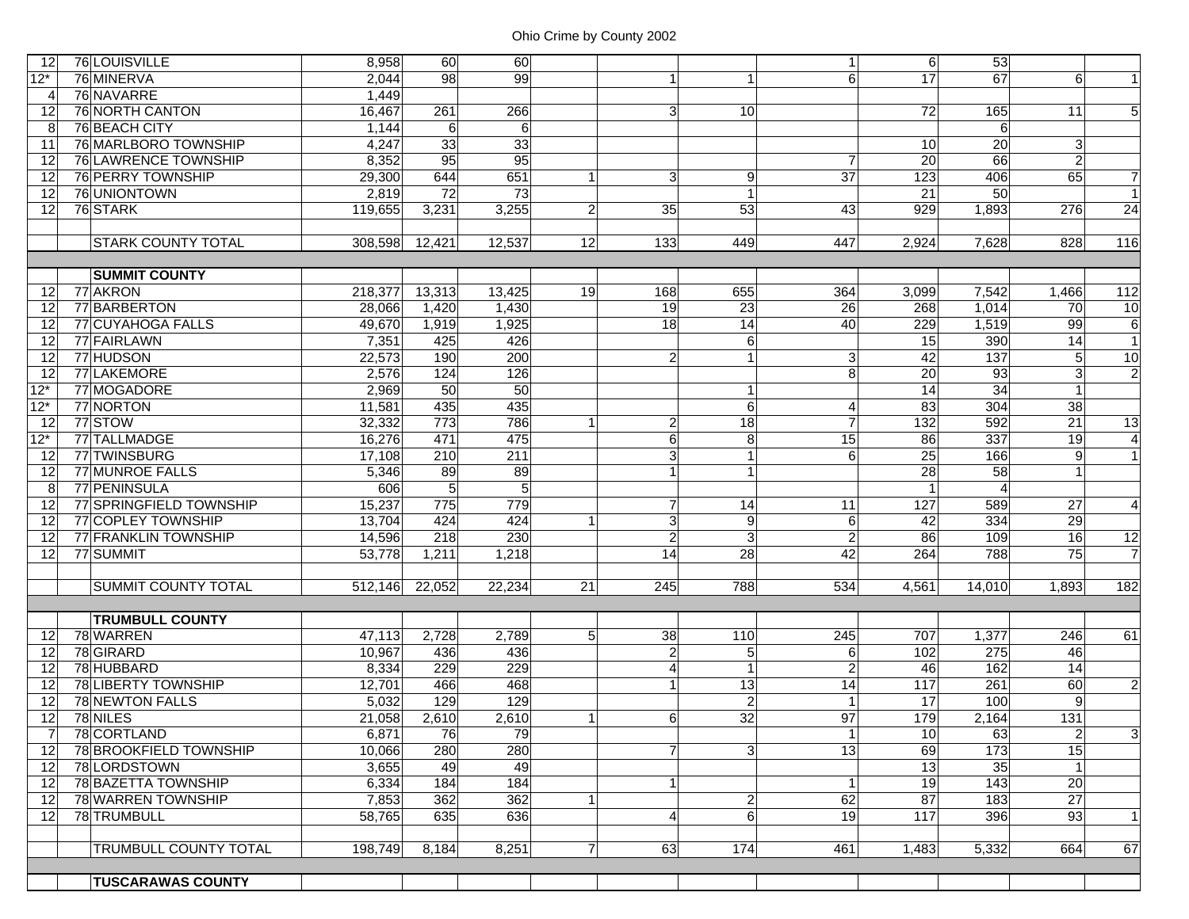| | | | | | | | | | | | | | |
|---|---|---|---|---|---|---|---|---|---|---|---|---|---|
| 12 | 76 | LOUISVILLE | 8,958 | 60 | 60 | | | | 1 | 6 | 53 | | |
| 12* | 76 | MINERVA | 2,044 | 98 | 99 | | 1 | 1 | 6 | 17 | 67 | 6 | 1 |
| 4 | 76 | NAVARRE | 1,449 | | | | | | | | | | |
| 12 | 76 | NORTH CANTON | 16,467 | 261 | 266 | | 3 | 10 | | 72 | 165 | 11 | 5 |
| 8 | 76 | BEACH CITY | 1,144 | 6 | 6 | | | | | | 6 | | |
| 11 | 76 | MARLBORO TOWNSHIP | 4,247 | 33 | 33 | | | | | 10 | 20 | 3 | |
| 12 | 76 | LAWRENCE TOWNSHIP | 8,352 | 95 | 95 | | | | 7 | 20 | 66 | 2 | |
| 12 | 76 | PERRY TOWNSHIP | 29,300 | 644 | 651 | 1 | 3 | 9 | 37 | 123 | 406 | 65 | 7 |
| 12 | 76 | UNIONTOWN | 2,819 | 72 | 73 | | | 1 | | 21 | 50 | | 1 |
| 12 | 76 | STARK | 119,655 | 3,231 | 3,255 | 2 | 35 | 53 | 43 | 929 | 1,893 | 276 | 24 |
| | | | | | | | | | | | | | |
| | | STARK COUNTY TOTAL | 308,598 | 12,421 | 12,537 | 12 | 133 | 449 | 447 | 2,924 | 7,628 | 828 | 116 |
| | | | | | | | | | | | | | |
| | | **SUMMIT COUNTY** | | | | | | | | | | | |
| 12 | 77 | AKRON | 218,377 | 13,313 | 13,425 | 19 | 168 | 655 | 364 | 3,099 | 7,542 | 1,466 | 112 |
| 12 | 77 | BARBERTON | 28,066 | 1,420 | 1,430 | | 19 | 23 | 26 | 268 | 1,014 | 70 | 10 |
| 12 | 77 | CUYAHOGA FALLS | 49,670 | 1,919 | 1,925 | | 18 | 14 | 40 | 229 | 1,519 | 99 | 6 |
| 12 | 77 | FAIRLAWN | 7,351 | 425 | 426 | | | 6 | | 15 | 390 | 14 | 1 |
| 12 | 77 | HUDSON | 22,573 | 190 | 200 | | 2 | 1 | 3 | 42 | 137 | 5 | 10 |
| 12 | 77 | LAKEMORE | 2,576 | 124 | 126 | | | | 8 | 20 | 93 | 3 | 2 |
| 12* | 77 | MOGADORE | 2,969 | 50 | 50 | | | 1 | | 14 | 34 | 1 | |
| 12* | 77 | NORTON | 11,581 | 435 | 435 | | | 6 | 4 | 83 | 304 | 38 | |
| 12 | 77 | STOW | 32,332 | 773 | 786 | 1 | 2 | 18 | 7 | 132 | 592 | 21 | 13 |
| 12* | 77 | TALLMADGE | 16,276 | 471 | 475 | | 6 | 8 | 15 | 86 | 337 | 19 | 4 |
| 12 | 77 | TWINSBURG | 17,108 | 210 | 211 | | 3 | 1 | 6 | 25 | 166 | 9 | 1 |
| 12 | 77 | MUNROE FALLS | 5,346 | 89 | 89 | | 1 | 1 | | 28 | 58 | 1 | |
| 8 | 77 | PENINSULA | 606 | 5 | 5 | | | | | 1 | 4 | | |
| 12 | 77 | SPRINGFIELD TOWNSHIP | 15,237 | 775 | 779 | | 7 | 14 | 11 | 127 | 589 | 27 | 4 |
| 12 | 77 | COPLEY TOWNSHIP | 13,704 | 424 | 424 | 1 | 3 | 9 | 6 | 42 | 334 | 29 | |
| 12 | 77 | FRANKLIN TOWNSHIP | 14,596 | 218 | 230 | | 2 | 3 | 2 | 86 | 109 | 16 | 12 |
| 12 | 77 | SUMMIT | 53,778 | 1,211 | 1,218 | | 14 | 28 | 42 | 264 | 788 | 75 | 7 |
| | | | | | | | | | | | | | |
| | | SUMMIT COUNTY TOTAL | 512,146 | 22,052 | 22,234 | 21 | 245 | 788 | 534 | 4,561 | 14,010 | 1,893 | 182 |
| | | | | | | | | | | | | | |
| | | **TRUMBULL COUNTY** | | | | | | | | | | | |
| 12 | 78 | WARREN | 47,113 | 2,728 | 2,789 | 5 | 38 | 110 | 245 | 707 | 1,377 | 246 | 61 |
| 12 | 78 | GIRARD | 10,967 | 436 | 436 | | 2 | 5 | 6 | 102 | 275 | 46 | |
| 12 | 78 | HUBBARD | 8,334 | 229 | 229 | | 4 | 1 | 2 | 46 | 162 | 14 | |
| 12 | 78 | LIBERTY TOWNSHIP | 12,701 | 466 | 468 | | 1 | 13 | 14 | 117 | 261 | 60 | 2 |
| 12 | 78 | NEWTON FALLS | 5,032 | 129 | 129 | | | 2 | 1 | 17 | 100 | 9 | |
| 12 | 78 | NILES | 21,058 | 2,610 | 2,610 | 1 | 6 | 32 | 97 | 179 | 2,164 | 131 | |
| 7 | 78 | CORTLAND | 6,871 | 76 | 79 | | | | 1 | 10 | 63 | 2 | 3 |
| 12 | 78 | BROOKFIELD TOWNSHIP | 10,066 | 280 | 280 | | 7 | 3 | 13 | 69 | 173 | 15 | |
| 12 | 78 | LORDSTOWN | 3,655 | 49 | 49 | | | | | 13 | 35 | 1 | |
| 12 | 78 | BAZETTA TOWNSHIP | 6,334 | 184 | 184 | | 1 | | 1 | 19 | 143 | 20 | |
| 12 | 78 | WARREN TOWNSHIP | 7,853 | 362 | 362 | 1 | | 2 | 62 | 87 | 183 | 27 | |
| 12 | 78 | TRUMBULL | 58,765 | 635 | 636 | | 4 | 6 | 19 | 117 | 396 | 93 | 1 |
| | | | | | | | | | | | | | |
| | | TRUMBULL COUNTY TOTAL | 198,749 | 8,184 | 8,251 | 7 | 63 | 174 | 461 | 1,483 | 5,332 | 664 | 67 |
| | | | | | | | | | | | | | |
| | | **TUSCARAWAS COUNTY** | | | | | | | | | | | |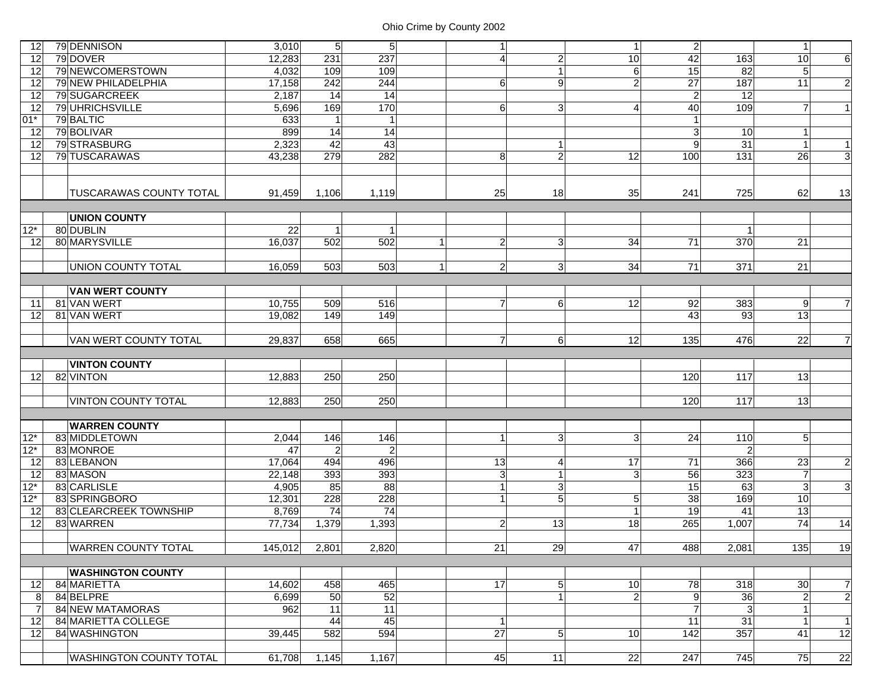# Ohio Crime by County 2002

| | | | | | | | | | | | | | |
|---|---|---|---|---|---|---|---|---|---|---|---|---|---|
| 12 | 79 | DENNISON | 3,010 | 5 | 5 | | 1 | | 1 | 2 | | 1 | |
| 12 | 79 | DOVER | 12,283 | 231 | 237 | | 4 | 2 | 10 | 42 | 163 | 10 | 6 |
| 12 | 79 | NEWCOMERSTOWN | 4,032 | 109 | 109 | | | 1 | 6 | 15 | 82 | 5 | |
| 12 | 79 | NEW PHILADELPHIA | 17,158 | 242 | 244 | | 6 | 9 | 2 | 27 | 187 | 11 | 2 |
| 12 | 79 | SUGARCREEK | 2,187 | 14 | 14 | | | | | 2 | 12 | | |
| 12 | 79 | UHRICHSVILLE | 5,696 | 169 | 170 | | 6 | 3 | 4 | 40 | 109 | 7 | 1 |
| 01* | 79 | BALTIC | 633 | 1 | 1 | | | | | 1 | | | |
| 12 | 79 | BOLIVAR | 899 | 14 | 14 | | | | | 3 | 10 | 1 | |
| 12 | 79 | STRASBURG | 2,323 | 42 | 43 | | | 1 | | 9 | 31 | 1 | 1 |
| 12 | 79 | TUSCARAWAS | 43,238 | 279 | 282 | | 8 | 2 | 12 | 100 | 131 | 26 | 3 |
| | | | | | | | | | | | | | |
| | | TUSCARAWAS COUNTY TOTAL | 91,459 | 1,106 | 1,119 | | 25 | 18 | 35 | 241 | 725 | 62 | 13 |
| | | | | | | | | | | | | | |
| | | **UNION COUNTY** | | | | | | | | | | | |
| 12* | 80 | DUBLIN | 22 | 1 | 1 | | | | | | 1 | | |
| 12 | 80 | MARYSVILLE | 16,037 | 502 | 502 | 1 | 2 | 3 | 34 | 71 | 370 | 21 | |
| | | | | | | | | | | | | | |
| | | UNION COUNTY TOTAL | 16,059 | 503 | 503 | 1 | 2 | 3 | 34 | 71 | 371 | 21 | |
| | | | | | | | | | | | | | |
| | | **VAN WERT COUNTY** | | | | | | | | | | | |
| 11 | 81 | VAN WERT | 10,755 | 509 | 516 | | 7 | 6 | 12 | 92 | 383 | 9 | 7 |
| 12 | 81 | VAN WERT | 19,082 | 149 | 149 | | | | | 43 | 93 | 13 | |
| | | | | | | | | | | | | | |
| | | VAN WERT COUNTY TOTAL | 29,837 | 658 | 665 | | 7 | 6 | 12 | 135 | 476 | 22 | 7 |
| | | | | | | | | | | | | | |
| | | **VINTON COUNTY** | | | | | | | | | | | |
| 12 | 82 | VINTON | 12,883 | 250 | 250 | | | | | 120 | 117 | 13 | |
| | | | | | | | | | | | | | |
| | | VINTON COUNTY TOTAL | 12,883 | 250 | 250 | | | | | 120 | 117 | 13 | |
| | | | | | | | | | | | | | |
| | | **WARREN COUNTY** | | | | | | | | | | | |
| 12* | 83 | MIDDLETOWN | 2,044 | 146 | 146 | | 1 | 3 | 3 | 24 | 110 | 5 | |
| 12* | 83 | MONROE | 47 | 2 | 2 | | | | | | 2 | | |
| 12 | 83 | LEBANON | 17,064 | 494 | 496 | | 13 | 4 | 17 | 71 | 366 | 23 | 2 |
| 12 | 83 | MASON | 22,148 | 393 | 393 | | 3 | 1 | 3 | 56 | 323 | 7 | |
| 12* | 83 | CARLISLE | 4,905 | 85 | 88 | | 1 | 3 | | 15 | 63 | 3 | 3 |
| 12* | 83 | SPRINGBORO | 12,301 | 228 | 228 | | 1 | 5 | 5 | 38 | 169 | 10 | |
| 12 | 83 | CLEARCREEK TOWNSHIP | 8,769 | 74 | 74 | | | | 1 | 19 | 41 | 13 | |
| 12 | 83 | WARREN | 77,734 | 1,379 | 1,393 | | 2 | 13 | 18 | 265 | 1,007 | 74 | 14 |
| | | | | | | | | | | | | | |
| | | WARREN COUNTY TOTAL | 145,012 | 2,801 | 2,820 | | 21 | 29 | 47 | 488 | 2,081 | 135 | 19 |
| | | | | | | | | | | | | | |
| | | **WASHINGTON COUNTY** | | | | | | | | | | | |
| 12 | 84 | MARIETTA | 14,602 | 458 | 465 | | 17 | 5 | 10 | 78 | 318 | 30 | 7 |
| 8 | 84 | BELPRE | 6,699 | 50 | 52 | | | 1 | 2 | 9 | 36 | 2 | 2 |
| 7 | 84 | NEW MATAMORAS | 962 | 11 | 11 | | | | | 7 | 3 | 1 | |
| 12 | 84 | MARIETTA COLLEGE | | 44 | 45 | | 1 | | | 11 | 31 | 1 | 1 |
| 12 | 84 | WASHINGTON | 39,445 | 582 | 594 | | 27 | 5 | 10 | 142 | 357 | 41 | 12 |
| | | | | | | | | | | | | | |
| | | WASHINGTON COUNTY TOTAL | 61,708 | 1,145 | 1,167 | | 45 | 11 | 22 | 247 | 745 | 75 | 22 |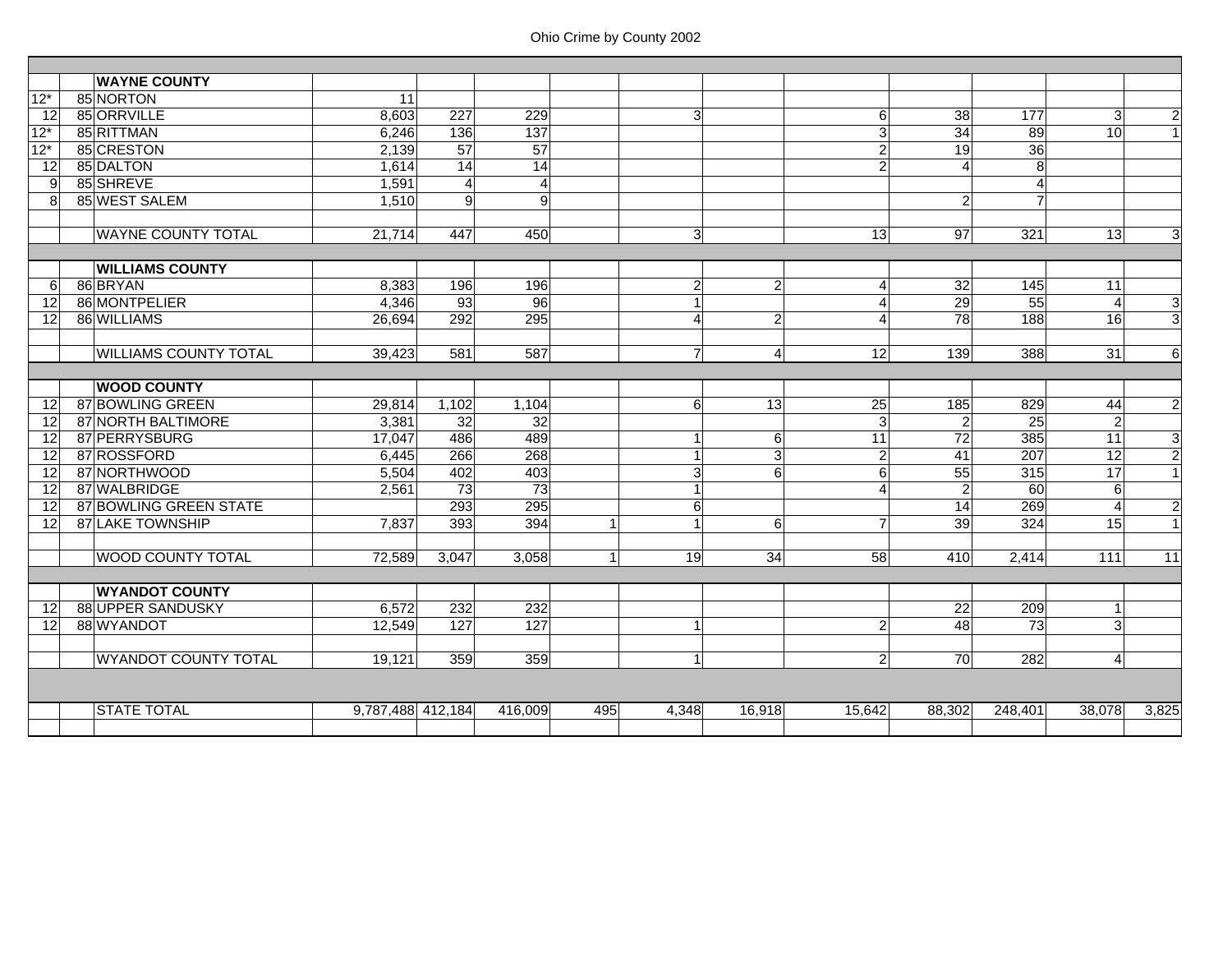Ohio Crime by County 2002

| | | | | | | | | | | | | | |
|---|---|---|---|---|---|---|---|---|---|---|---|---|---|
| | | **WAYNE COUNTY** | | | | | | | | | | | |
| 12* | 85 | NORTON | 11 | | | | | | | | | | |
| 12 | 85 | ORRVILLE | 8,603 | 227 | 229 | | 3 | | 6 | 38 | 177 | 3 | 2 |
| 12* | 85 | RITTMAN | 6,246 | 136 | 137 | | | | 3 | 34 | 89 | 10 | 1 |
| 12* | 85 | CRESTON | 2,139 | 57 | 57 | | | | 2 | 19 | 36 | | |
| 12 | 85 | DALTON | 1,614 | 14 | 14 | | | | 2 | 4 | 8 | | |
| 9 | 85 | SHREVE | 1,591 | 4 | 4 | | | | | | 4 | | |
| 8 | 85 | WEST SALEM | 1,510 | 9 | 9 | | | | | 2 | 7 | | |
| | | | | | | | | | | | | | |
| | | WAYNE COUNTY TOTAL | 21,714 | 447 | 450 | | 3 | | 13 | 97 | 321 | 13 | 3 |
| | | | | | | | | | | | | | |
| | | **WILLIAMS COUNTY** | | | | | | | | | | | |
| 6 | 86 | BRYAN | 8,383 | 196 | 196 | | 2 | 2 | 4 | 32 | 145 | 11 | |
| 12 | 86 | MONTPELIER | 4,346 | 93 | 96 | | 1 | | 4 | 29 | 55 | 4 | 3 |
| 12 | 86 | WILLIAMS | 26,694 | 292 | 295 | | 4 | 2 | 4 | 78 | 188 | 16 | 3 |
| | | | | | | | | | | | | | |
| | | WILLIAMS COUNTY TOTAL | 39,423 | 581 | 587 | | 7 | 4 | 12 | 139 | 388 | 31 | 6 |
| | | | | | | | | | | | | | |
| | | **WOOD COUNTY** | | | | | | | | | | | |
| 12 | 87 | BOWLING GREEN | 29,814 | 1,102 | 1,104 | | 6 | 13 | 25 | 185 | 829 | 44 | 2 |
| 12 | 87 | NORTH BALTIMORE | 3,381 | 32 | 32 | | | | 3 | 2 | 25 | 2 | |
| 12 | 87 | PERRYSBURG | 17,047 | 486 | 489 | | 1 | 6 | 11 | 72 | 385 | 11 | 3 |
| 12 | 87 | ROSSFORD | 6,445 | 266 | 268 | | 1 | 3 | 2 | 41 | 207 | 12 | 2 |
| 12 | 87 | NORTHWOOD | 5,504 | 402 | 403 | | 3 | 6 | 6 | 55 | 315 | 17 | 1 |
| 12 | 87 | WALBRIDGE | 2,561 | 73 | 73 | | 1 | | 4 | 2 | 60 | 6 | |
| 12 | 87 | BOWLING GREEN STATE | | 293 | 295 | | 6 | | | 14 | 269 | 4 | 2 |
| 12 | 87 | LAKE TOWNSHIP | 7,837 | 393 | 394 | 1 | 1 | 6 | 7 | 39 | 324 | 15 | 1 |
| | | | | | | | | | | | | | |
| | | WOOD COUNTY TOTAL | 72,589 | 3,047 | 3,058 | 1 | 19 | 34 | 58 | 410 | 2,414 | 111 | 11 |
| | | | | | | | | | | | | | |
| | | **WYANDOT COUNTY** | | | | | | | | | | | |
| 12 | 88 | UPPER SANDUSKY | 6,572 | 232 | 232 | | | | | 22 | 209 | 1 | |
| 12 | 88 | WYANDOT | 12,549 | 127 | 127 | | 1 | | 2 | 48 | 73 | 3 | |
| | | | | | | | | | | | | | |
| | | WYANDOT COUNTY TOTAL | 19,121 | 359 | 359 | | 1 | | 2 | 70 | 282 | 4 | |
| | | | | | | | | | | | | | |
| | | STATE TOTAL | 9,787,488 | 412,184 | 416,009 | 495 | 4,348 | 16,918 | 15,642 | 88,302 | 248,401 | 38,078 | 3,825 |